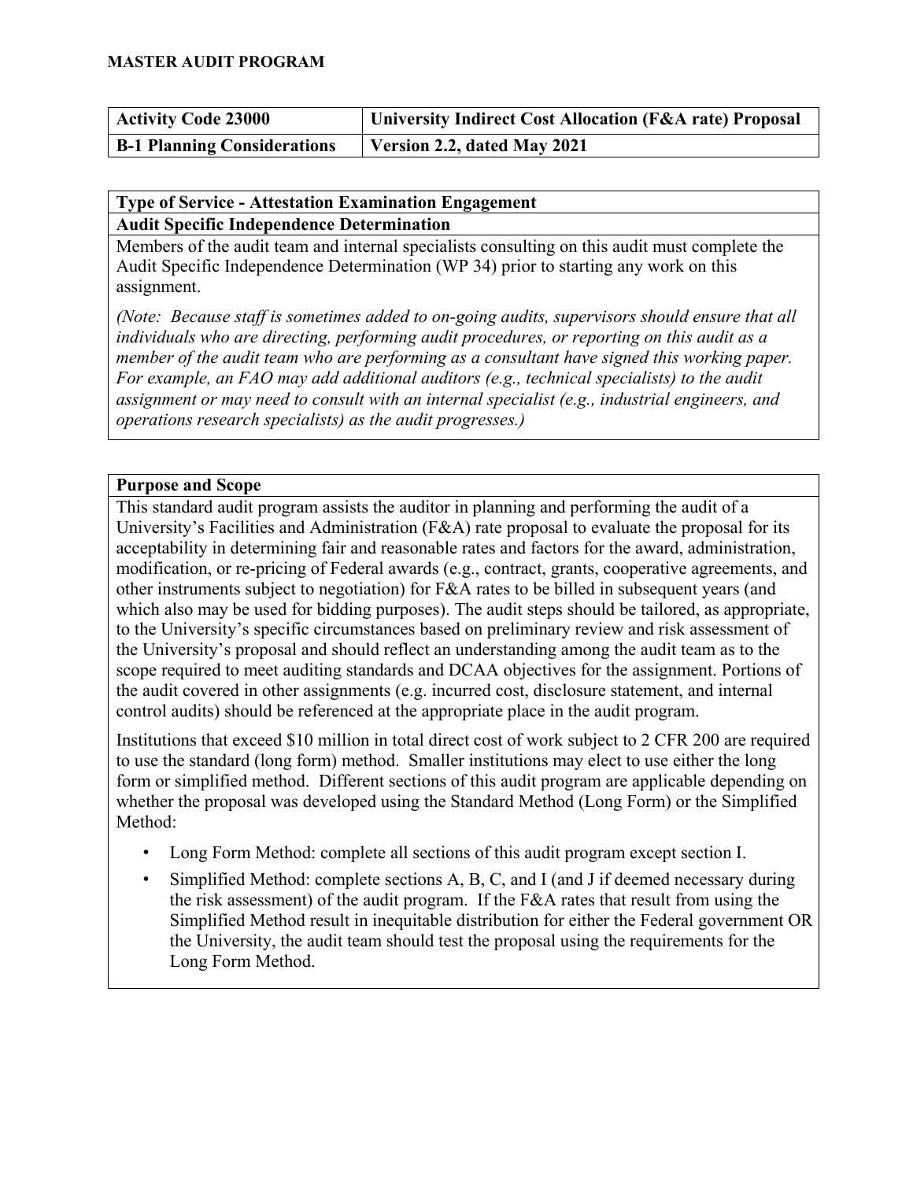**MASTER AUDIT PROGRAM**

| Activity Code 23000 | University Indirect Cost Allocation (F&A rate) Proposal |
| --- | --- |
| **B-1 Planning Considerations** | **Version 2.2, dated May 2021** |

**Type of Service - Attestation Examination Engagement**

**Audit Specific Independence Determination**

Members of the audit team and internal specialists consulting on this audit must complete the Audit Specific Independence Determination (WP 34) prior to starting any work on this assignment.

*(Note: Because staff is sometimes added to on-going audits, supervisors should ensure that all individuals who are directing, performing audit procedures, or reporting on this audit as a member of the audit team who are performing as a consultant have signed this working paper. For example, an FAO may add additional auditors (e.g., technical specialists) to the audit assignment or may need to consult with an internal specialist (e.g., industrial engineers, and operations research specialists) as the audit progresses.)*

**Purpose and Scope**

This standard audit program assists the auditor in planning and performing the audit of a University's Facilities and Administration (F&A) rate proposal to evaluate the proposal for its acceptability in determining fair and reasonable rates and factors for the award, administration, modification, or re-pricing of Federal awards (e.g., contract, grants, cooperative agreements, and other instruments subject to negotiation) for F&A rates to be billed in subsequent years (and which also may be used for bidding purposes). The audit steps should be tailored, as appropriate, to the University's specific circumstances based on preliminary review and risk assessment of the University's proposal and should reflect an understanding among the audit team as to the scope required to meet auditing standards and DCAA objectives for the assignment. Portions of the audit covered in other assignments (e.g. incurred cost, disclosure statement, and internal control audits) should be referenced at the appropriate place in the audit program.

Institutions that exceed $10 million in total direct cost of work subject to 2 CFR 200 are required to use the standard (long form) method. Smaller institutions may elect to use either the long form or simplified method. Different sections of this audit program are applicable depending on whether the proposal was developed using the Standard Method (Long Form) or the Simplified Method:

- Long Form Method: complete all sections of this audit program except section I.
- Simplified Method: complete sections A, B, C, and I (and J if deemed necessary during the risk assessment) of the audit program. If the F&A rates that result from using the Simplified Method result in inequitable distribution for either the Federal government OR the University, the audit team should test the proposal using the requirements for the Long Form Method.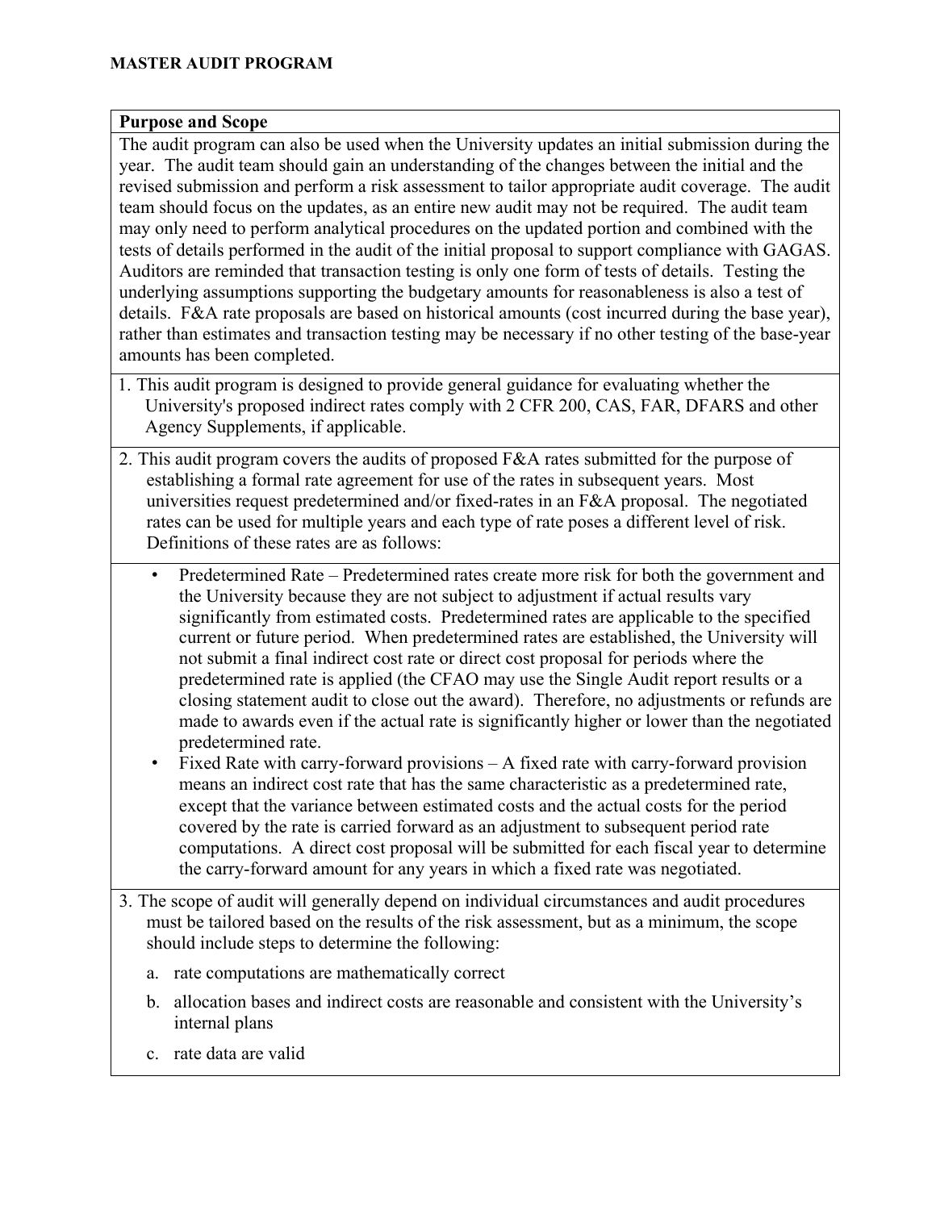**MASTER AUDIT PROGRAM**

**Purpose and Scope**

The audit program can also be used when the University updates an initial submission during the year. The audit team should gain an understanding of the changes between the initial and the revised submission and perform a risk assessment to tailor appropriate audit coverage. The audit team should focus on the updates, as an entire new audit may not be required. The audit team may only need to perform analytical procedures on the updated portion and combined with the tests of details performed in the audit of the initial proposal to support compliance with GAGAS. Auditors are reminded that transaction testing is only one form of tests of details. Testing the underlying assumptions supporting the budgetary amounts for reasonableness is also a test of details. F&A rate proposals are based on historical amounts (cost incurred during the base year), rather than estimates and transaction testing may be necessary if no other testing of the base-year amounts has been completed.

1. This audit program is designed to provide general guidance for evaluating whether the University's proposed indirect rates comply with 2 CFR 200, CAS, FAR, DFARS and other Agency Supplements, if applicable.

2. This audit program covers the audits of proposed F&A rates submitted for the purpose of establishing a formal rate agreement for use of the rates in subsequent years. Most universities request predetermined and/or fixed-rates in an F&A proposal. The negotiated rates can be used for multiple years and each type of rate poses a different level of risk. Definitions of these rates are as follows:

   - Predetermined Rate – Predetermined rates create more risk for both the government and the University because they are not subject to adjustment if actual results vary significantly from estimated costs. Predetermined rates are applicable to the specified current or future period. When predetermined rates are established, the University will not submit a final indirect cost rate or direct cost proposal for periods where the predetermined rate is applied (the CFAO may use the Single Audit report results or a closing statement audit to close out the award). Therefore, no adjustments or refunds are made to awards even if the actual rate is significantly higher or lower than the negotiated predetermined rate.
   - Fixed Rate with carry-forward provisions – A fixed rate with carry-forward provision means an indirect cost rate that has the same characteristic as a predetermined rate, except that the variance between estimated costs and the actual costs for the period covered by the rate is carried forward as an adjustment to subsequent period rate computations. A direct cost proposal will be submitted for each fiscal year to determine the carry-forward amount for any years in which a fixed rate was negotiated.

3. The scope of audit will generally depend on individual circumstances and audit procedures must be tailored based on the results of the risk assessment, but as a minimum, the scope should include steps to determine the following:

   a. rate computations are mathematically correct

   b. allocation bases and indirect costs are reasonable and consistent with the University's internal plans

   c. rate data are valid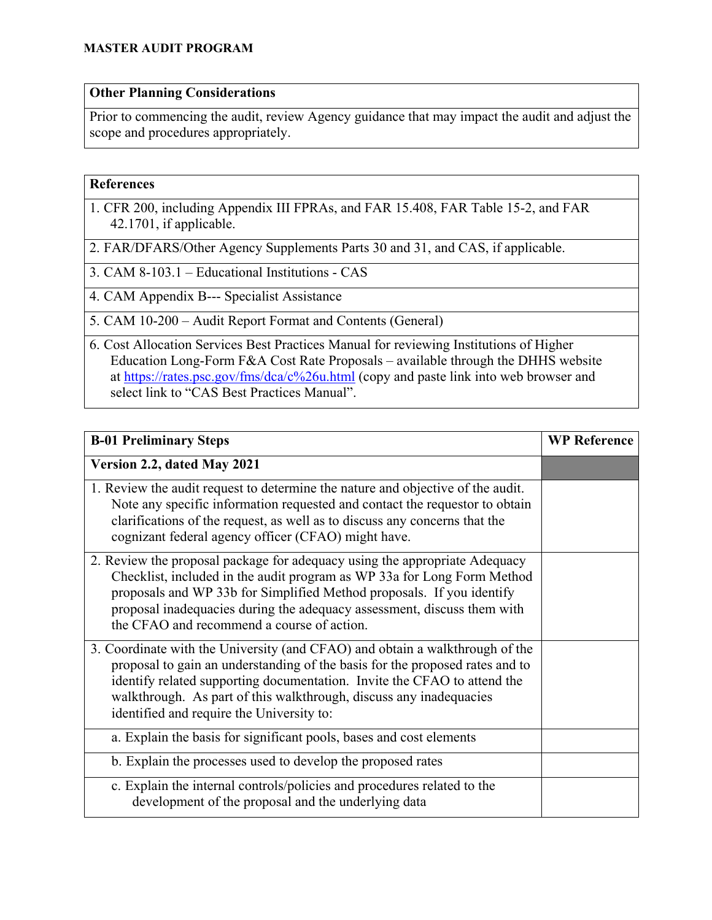**MASTER AUDIT PROGRAM**

| Other Planning Considerations |
| --- |
| Prior to commencing the audit, review Agency guidance that may impact the audit and adjust the scope and procedures appropriately. |

| References |
| --- |
| 1. CFR 200, including Appendix III FPRAs, and FAR 15.408, FAR Table 15-2, and FAR 42.1701, if applicable. |
| 2. FAR/DFARS/Other Agency Supplements Parts 30 and 31, and CAS, if applicable. |
| 3. CAM 8-103.1 – Educational Institutions - CAS |
| 4. CAM Appendix B--- Specialist Assistance |
| 5. CAM 10-200 – Audit Report Format and Contents (General) |
| 6. Cost Allocation Services Best Practices Manual for reviewing Institutions of Higher Education Long-Form F&A Cost Rate Proposals – available through the DHHS website at https://rates.psc.gov/fms/dca/c%26u.html (copy and paste link into web browser and select link to "CAS Best Practices Manual". |

| B-01 Preliminary Steps | WP Reference |
| --- | --- |
| **Version 2.2, dated May 2021** | |
| 1. Review the audit request to determine the nature and objective of the audit. Note any specific information requested and contact the requestor to obtain clarifications of the request, as well as to discuss any concerns that the cognizant federal agency officer (CFAO) might have. | |
| 2. Review the proposal package for adequacy using the appropriate Adequacy Checklist, included in the audit program as WP 33a for Long Form Method proposals and WP 33b for Simplified Method proposals. If you identify proposal inadequacies during the adequacy assessment, discuss them with the CFAO and recommend a course of action. | |
| 3. Coordinate with the University (and CFAO) and obtain a walkthrough of the proposal to gain an understanding of the basis for the proposed rates and to identify related supporting documentation. Invite the CFAO to attend the walkthrough. As part of this walkthrough, discuss any inadequacies identified and require the University to: | |
| a. Explain the basis for significant pools, bases and cost elements | |
| b. Explain the processes used to develop the proposed rates | |
| c. Explain the internal controls/policies and procedures related to the development of the proposal and the underlying data | |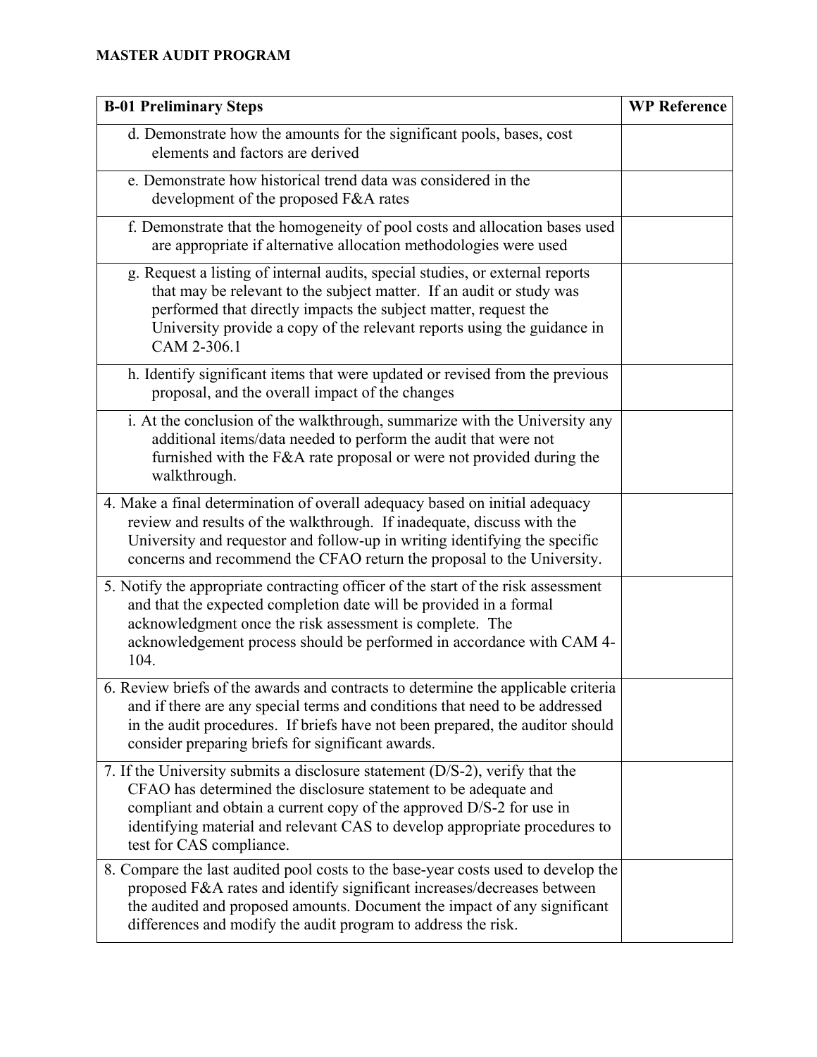**MASTER AUDIT PROGRAM**

| B-01 Preliminary Steps | WP Reference |
|---|---|
| d. Demonstrate how the amounts for the significant pools, bases, cost elements and factors are derived | |
| e. Demonstrate how historical trend data was considered in the development of the proposed F&A rates | |
| f. Demonstrate that the homogeneity of pool costs and allocation bases used are appropriate if alternative allocation methodologies were used | |
| g. Request a listing of internal audits, special studies, or external reports that may be relevant to the subject matter. If an audit or study was performed that directly impacts the subject matter, request the University provide a copy of the relevant reports using the guidance in CAM 2-306.1 | |
| h. Identify significant items that were updated or revised from the previous proposal, and the overall impact of the changes | |
| i. At the conclusion of the walkthrough, summarize with the University any additional items/data needed to perform the audit that were not furnished with the F&A rate proposal or were not provided during the walkthrough. | |
| 4. Make a final determination of overall adequacy based on initial adequacy review and results of the walkthrough. If inadequate, discuss with the University and requestor and follow-up in writing identifying the specific concerns and recommend the CFAO return the proposal to the University. | |
| 5. Notify the appropriate contracting officer of the start of the risk assessment and that the expected completion date will be provided in a formal acknowledgment once the risk assessment is complete. The acknowledgement process should be performed in accordance with CAM 4-104. | |
| 6. Review briefs of the awards and contracts to determine the applicable criteria and if there are any special terms and conditions that need to be addressed in the audit procedures. If briefs have not been prepared, the auditor should consider preparing briefs for significant awards. | |
| 7. If the University submits a disclosure statement (D/S-2), verify that the CFAO has determined the disclosure statement to be adequate and compliant and obtain a current copy of the approved D/S-2 for use in identifying material and relevant CAS to develop appropriate procedures to test for CAS compliance. | |
| 8. Compare the last audited pool costs to the base-year costs used to develop the proposed F&A rates and identify significant increases/decreases between the audited and proposed amounts. Document the impact of any significant differences and modify the audit program to address the risk. | |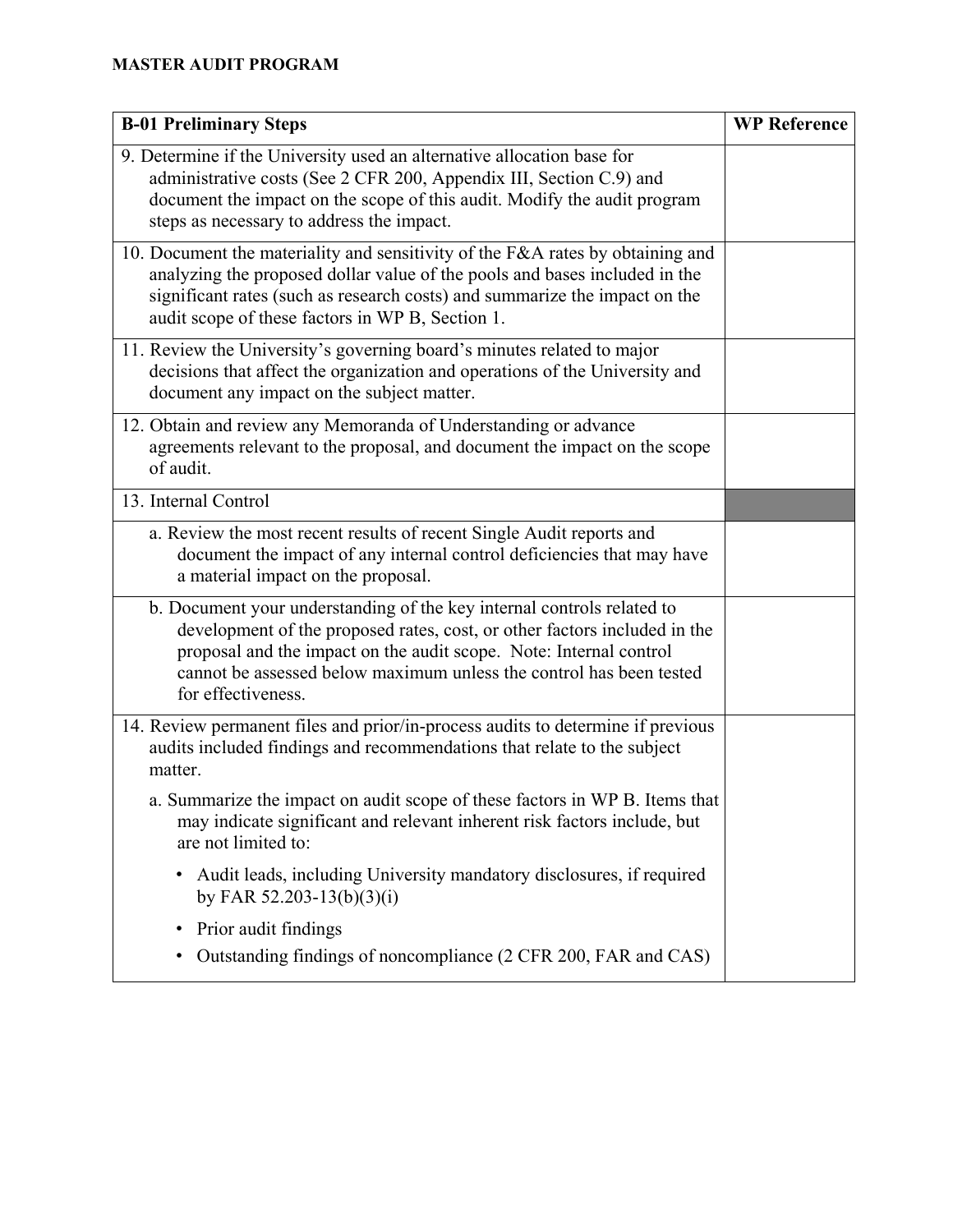**MASTER AUDIT PROGRAM**

| B-01 Preliminary Steps | WP Reference |
|---|---|
| 9. Determine if the University used an alternative allocation base for administrative costs (See 2 CFR 200, Appendix III, Section C.9) and document the impact on the scope of this audit. Modify the audit program steps as necessary to address the impact. | |
| 10. Document the materiality and sensitivity of the F&A rates by obtaining and analyzing the proposed dollar value of the pools and bases included in the significant rates (such as research costs) and summarize the impact on the audit scope of these factors in WP B, Section 1. | |
| 11. Review the University's governing board's minutes related to major decisions that affect the organization and operations of the University and document any impact on the subject matter. | |
| 12. Obtain and review any Memoranda of Understanding or advance agreements relevant to the proposal, and document the impact on the scope of audit. | |
| 13. Internal Control | |
| a. Review the most recent results of recent Single Audit reports and document the impact of any internal control deficiencies that may have a material impact on the proposal. | |
| b. Document your understanding of the key internal controls related to development of the proposed rates, cost, or other factors included in the proposal and the impact on the audit scope. Note: Internal control cannot be assessed below maximum unless the control has been tested for effectiveness. | |
| 14. Review permanent files and prior/in-process audits to determine if previous audits included findings and recommendations that relate to the subject matter.<br><br>a. Summarize the impact on audit scope of these factors in WP B. Items that may indicate significant and relevant inherent risk factors include, but are not limited to:<br><br>• Audit leads, including University mandatory disclosures, if required by FAR 52.203-13(b)(3)(i)<br>• Prior audit findings<br>• Outstanding findings of noncompliance (2 CFR 200, FAR and CAS) | |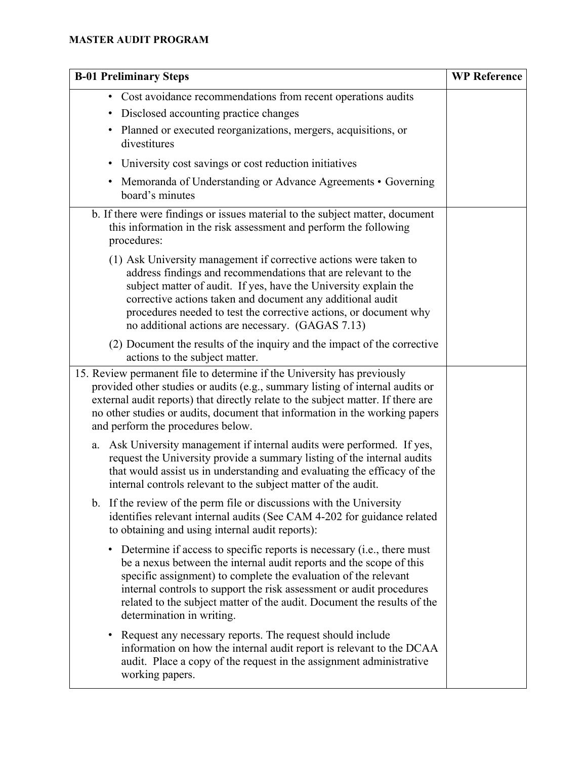**MASTER AUDIT PROGRAM**

| B-01 Preliminary Steps | WP Reference |
|---|---|
| • Cost avoidance recommendations from recent operations audits<br>• Disclosed accounting practice changes<br>• Planned or executed reorganizations, mergers, acquisitions, or divestitures<br>• University cost savings or cost reduction initiatives<br>• Memoranda of Understanding or Advance Agreements • Governing board's minutes | |
| b. If there were findings or issues material to the subject matter, document this information in the risk assessment and perform the following procedures:<br><br>(1) Ask University management if corrective actions were taken to address findings and recommendations that are relevant to the subject matter of audit. If yes, have the University explain the corrective actions taken and document any additional audit procedures needed to test the corrective actions, or document why no additional actions are necessary. (GAGAS 7.13)<br><br>(2) Document the results of the inquiry and the impact of the corrective actions to the subject matter. | |
| 15. Review permanent file to determine if the University has previously provided other studies or audits (e.g., summary listing of internal audits or external audit reports) that directly relate to the subject matter. If there are no other studies or audits, document that information in the working papers and perform the procedures below.<br><br>a. Ask University management if internal audits were performed. If yes, request the University provide a summary listing of the internal audits that would assist us in understanding and evaluating the efficacy of the internal controls relevant to the subject matter of the audit.<br><br>b. If the review of the perm file or discussions with the University identifies relevant internal audits (See CAM 4-202 for guidance related to obtaining and using internal audit reports):<br><br>• Determine if access to specific reports is necessary (i.e., there must be a nexus between the internal audit reports and the scope of this specific assignment) to complete the evaluation of the relevant internal controls to support the risk assessment or audit procedures related to the subject matter of the audit. Document the results of the determination in writing.<br><br>• Request any necessary reports. The request should include information on how the internal audit report is relevant to the DCAA audit. Place a copy of the request in the assignment administrative working papers. | |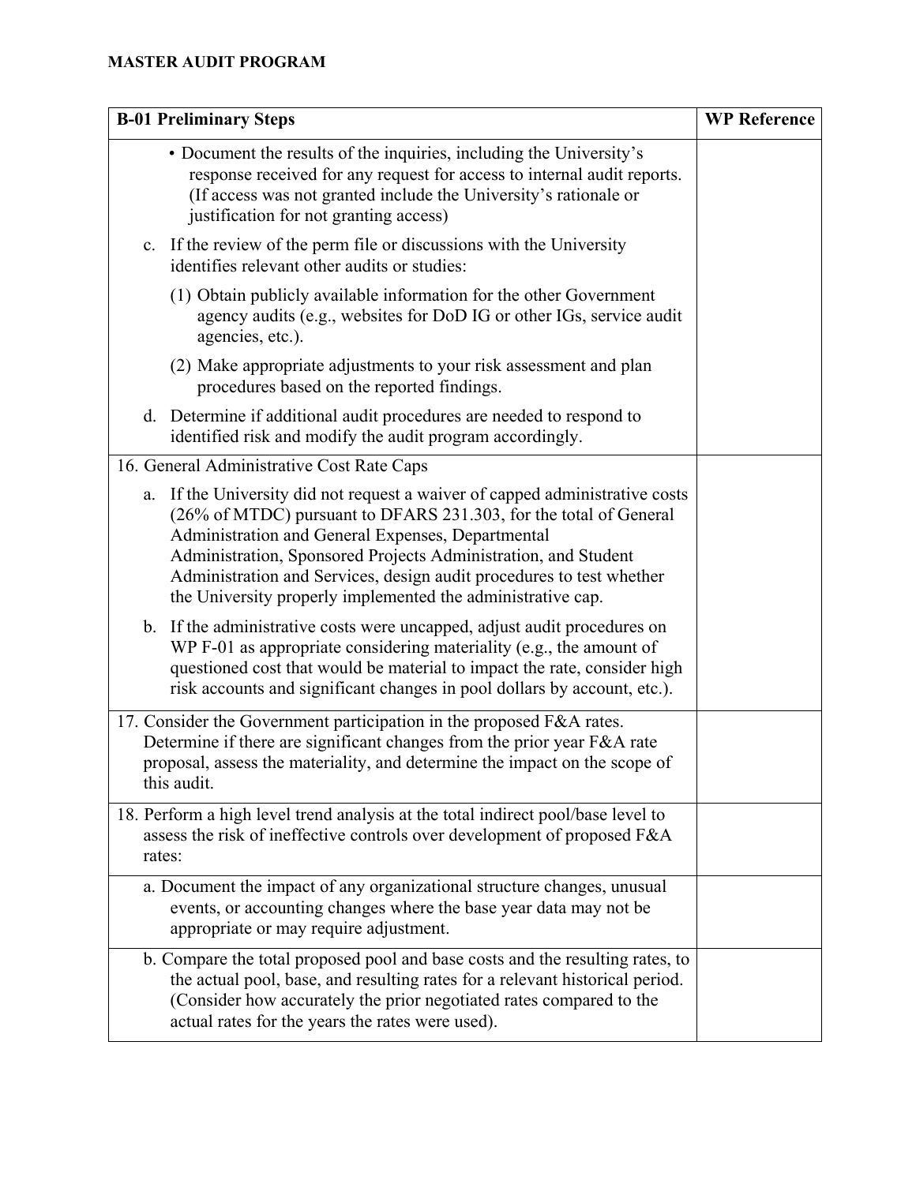**MASTER AUDIT PROGRAM**

| B-01 Preliminary Steps | WP Reference |
|---|---|
| • Document the results of the inquiries, including the University's response received for any request for access to internal audit reports. (If access was not granted include the University's rationale or justification for not granting access)<br><br>c. If the review of the perm file or discussions with the University identifies relevant other audits or studies:<br><br>(1) Obtain publicly available information for the other Government agency audits (e.g., websites for DoD IG or other IGs, service audit agencies, etc.).<br><br>(2) Make appropriate adjustments to your risk assessment and plan procedures based on the reported findings.<br><br>d. Determine if additional audit procedures are needed to respond to identified risk and modify the audit program accordingly. | |
| 16. General Administrative Cost Rate Caps<br><br>a. If the University did not request a waiver of capped administrative costs (26% of MTDC) pursuant to DFARS 231.303, for the total of General Administration and General Expenses, Departmental Administration, Sponsored Projects Administration, and Student Administration and Services, design audit procedures to test whether the University properly implemented the administrative cap.<br><br>b. If the administrative costs were uncapped, adjust audit procedures on WP F-01 as appropriate considering materiality (e.g., the amount of questioned cost that would be material to impact the rate, consider high risk accounts and significant changes in pool dollars by account, etc.). | |
| 17. Consider the Government participation in the proposed F&A rates. Determine if there are significant changes from the prior year F&A rate proposal, assess the materiality, and determine the impact on the scope of this audit. | |
| 18. Perform a high level trend analysis at the total indirect pool/base level to assess the risk of ineffective controls over development of proposed F&A rates: | |
| a. Document the impact of any organizational structure changes, unusual events, or accounting changes where the base year data may not be appropriate or may require adjustment. | |
| b. Compare the total proposed pool and base costs and the resulting rates, to the actual pool, base, and resulting rates for a relevant historical period. (Consider how accurately the prior negotiated rates compared to the actual rates for the years the rates were used). | |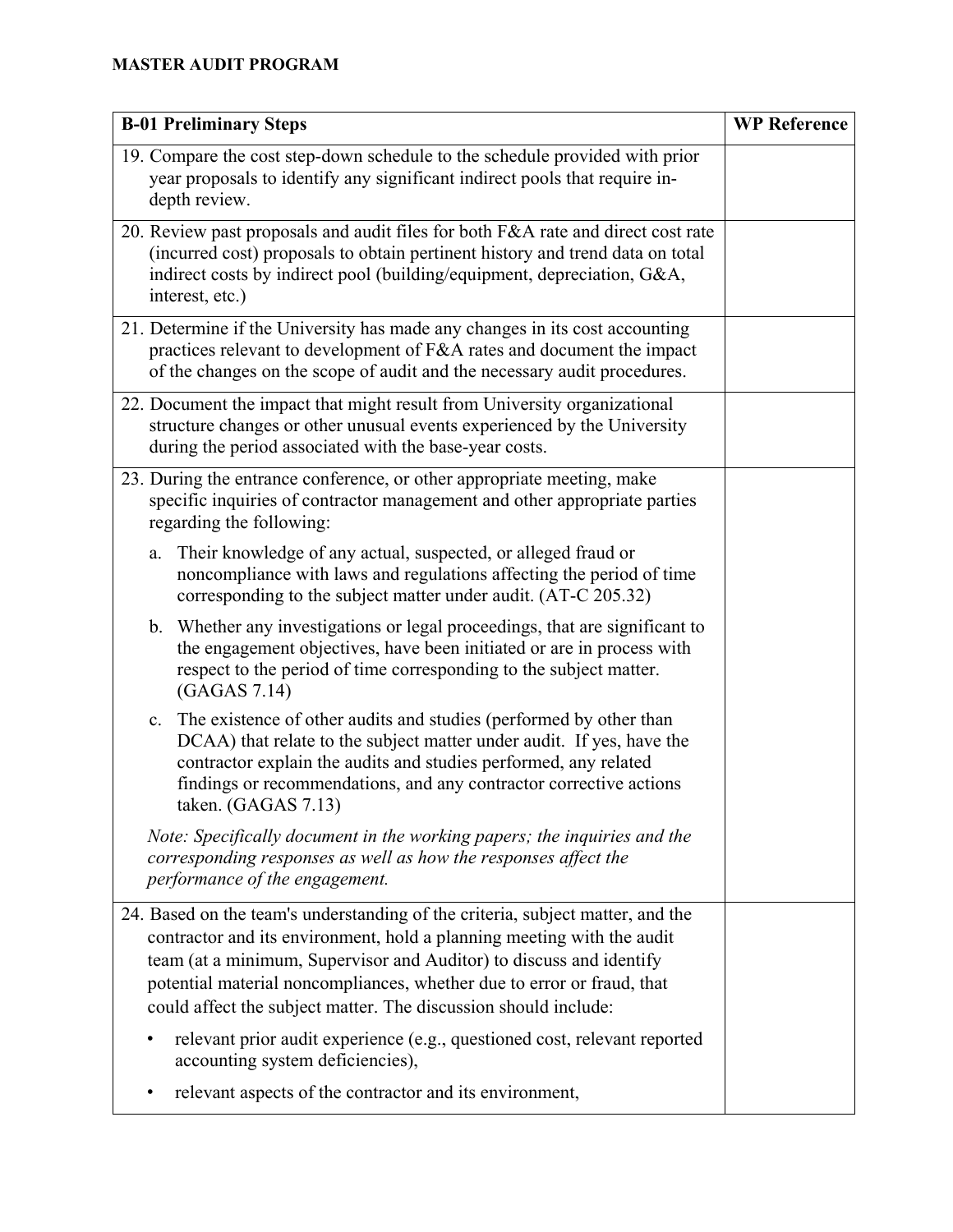**MASTER AUDIT PROGRAM**

| B-01 Preliminary Steps | WP Reference |
|---|---|
| 19. Compare the cost step-down schedule to the schedule provided with prior year proposals to identify any significant indirect pools that require in-depth review. | |
| 20. Review past proposals and audit files for both F&A rate and direct cost rate (incurred cost) proposals to obtain pertinent history and trend data on total indirect costs by indirect pool (building/equipment, depreciation, G&A, interest, etc.) | |
| 21. Determine if the University has made any changes in its cost accounting practices relevant to development of F&A rates and document the impact of the changes on the scope of audit and the necessary audit procedures. | |
| 22. Document the impact that might result from University organizational structure changes or other unusual events experienced by the University during the period associated with the base-year costs. | |
| 23. During the entrance conference, or other appropriate meeting, make specific inquiries of contractor management and other appropriate parties regarding the following:<br><br>a. Their knowledge of any actual, suspected, or alleged fraud or noncompliance with laws and regulations affecting the period of time corresponding to the subject matter under audit. (AT-C 205.32)<br><br>b. Whether any investigations or legal proceedings, that are significant to the engagement objectives, have been initiated or are in process with respect to the period of time corresponding to the subject matter. (GAGAS 7.14)<br><br>c. The existence of other audits and studies (performed by other than DCAA) that relate to the subject matter under audit. If yes, have the contractor explain the audits and studies performed, any related findings or recommendations, and any contractor corrective actions taken. (GAGAS 7.13)<br><br>*Note: Specifically document in the working papers; the inquiries and the corresponding responses as well as how the responses affect the performance of the engagement.* | |
| 24. Based on the team's understanding of the criteria, subject matter, and the contractor and its environment, hold a planning meeting with the audit team (at a minimum, Supervisor and Auditor) to discuss and identify potential material noncompliances, whether due to error or fraud, that could affect the subject matter. The discussion should include:<br><br>• relevant prior audit experience (e.g., questioned cost, relevant reported accounting system deficiencies),<br><br>• relevant aspects of the contractor and its environment, | |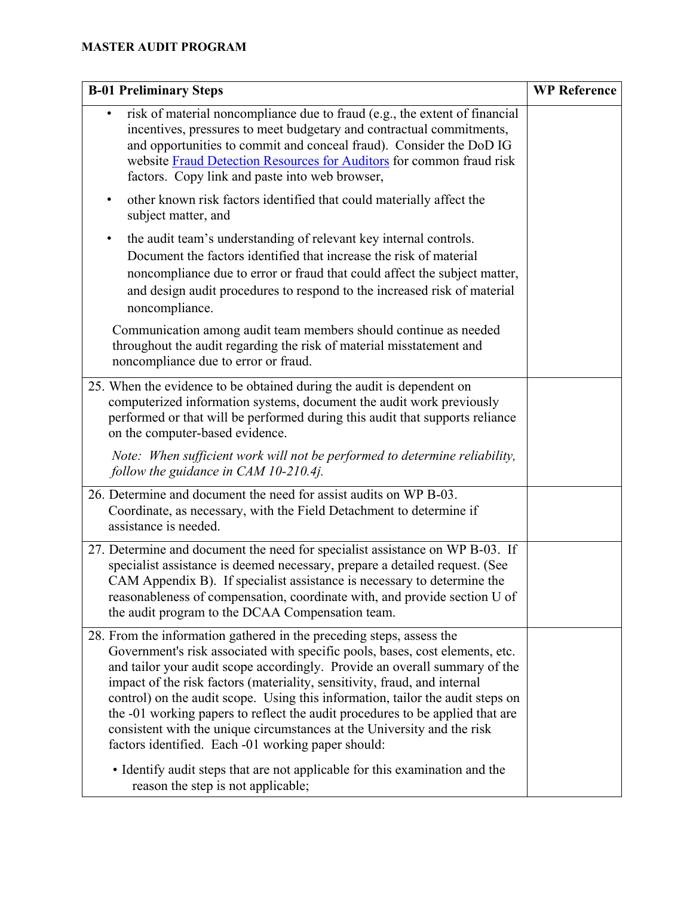**MASTER AUDIT PROGRAM**

| B-01 Preliminary Steps | WP Reference |
|---|---|
| • risk of material noncompliance due to fraud (e.g., the extent of financial incentives, pressures to meet budgetary and contractual commitments, and opportunities to commit and conceal fraud). Consider the DoD IG website Fraud Detection Resources for Auditors for common fraud risk factors. Copy link and paste into web browser,<br><br>• other known risk factors identified that could materially affect the subject matter, and<br><br>• the audit team's understanding of relevant key internal controls. Document the factors identified that increase the risk of material noncompliance due to error or fraud that could affect the subject matter, and design audit procedures to respond to the increased risk of material noncompliance.<br><br>Communication among audit team members should continue as needed throughout the audit regarding the risk of material misstatement and noncompliance due to error or fraud. | |
| 25. When the evidence to be obtained during the audit is dependent on computerized information systems, document the audit work previously performed or that will be performed during this audit that supports reliance on the computer-based evidence.<br><br>*Note: When sufficient work will not be performed to determine reliability, follow the guidance in CAM 10-210.4j.* | |
| 26. Determine and document the need for assist audits on WP B-03. Coordinate, as necessary, with the Field Detachment to determine if assistance is needed. | |
| 27. Determine and document the need for specialist assistance on WP B-03. If specialist assistance is deemed necessary, prepare a detailed request. (See CAM Appendix B). If specialist assistance is necessary to determine the reasonableness of compensation, coordinate with, and provide section U of the audit program to the DCAA Compensation team. | |
| 28. From the information gathered in the preceding steps, assess the Government's risk associated with specific pools, bases, cost elements, etc. and tailor your audit scope accordingly. Provide an overall summary of the impact of the risk factors (materiality, sensitivity, fraud, and internal control) on the audit scope. Using this information, tailor the audit steps on the -01 working papers to reflect the audit procedures to be applied that are consistent with the unique circumstances at the University and the risk factors identified. Each -01 working paper should:<br><br>• Identify audit steps that are not applicable for this examination and the reason the step is not applicable; | |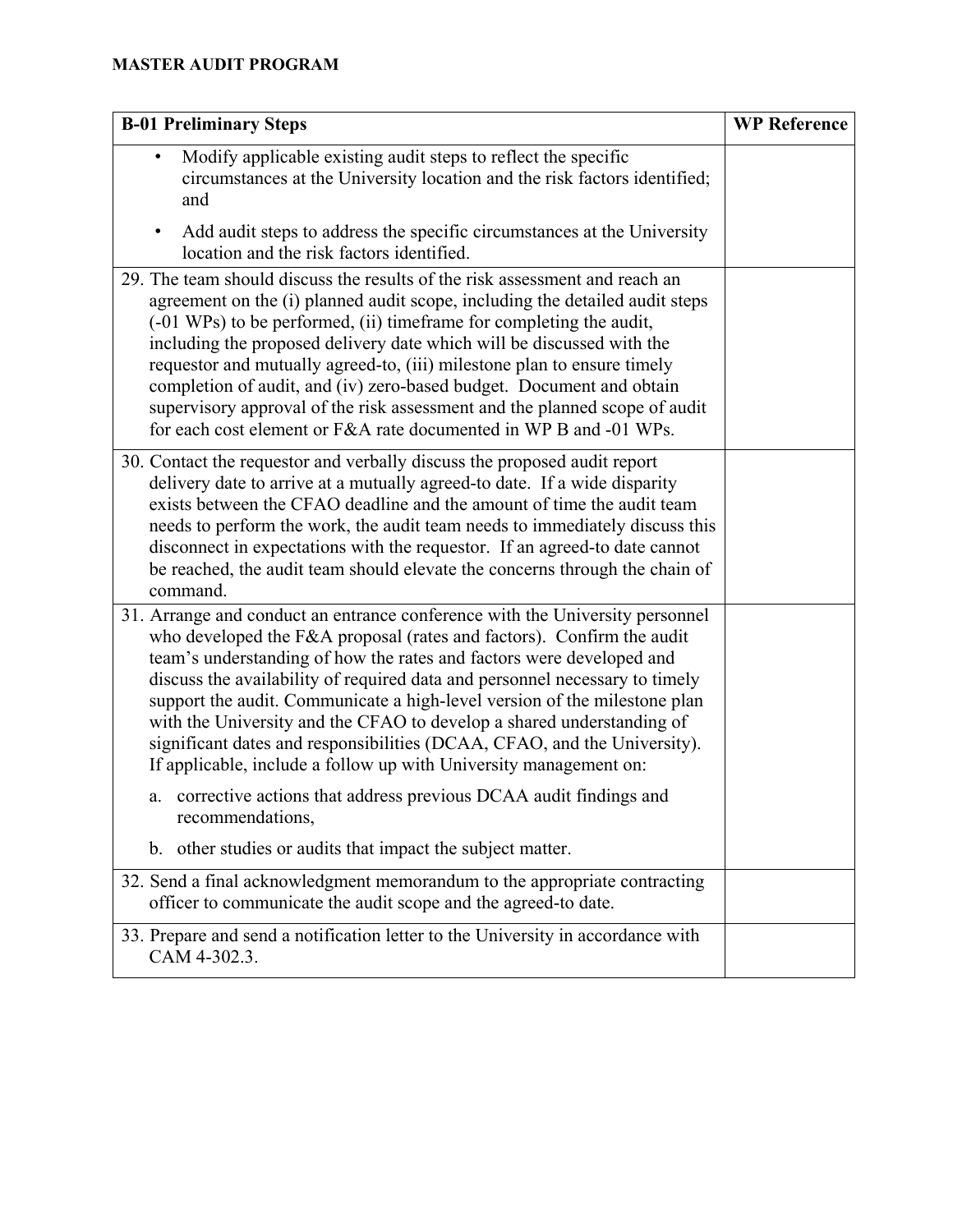**MASTER AUDIT PROGRAM**

| B-01 Preliminary Steps | WP Reference |
|---|---|
| • Modify applicable existing audit steps to reflect the specific circumstances at the University location and the risk factors identified; and<br>• Add audit steps to address the specific circumstances at the University location and the risk factors identified. | |
| 29. The team should discuss the results of the risk assessment and reach an agreement on the (i) planned audit scope, including the detailed audit steps (-01 WPs) to be performed, (ii) timeframe for completing the audit, including the proposed delivery date which will be discussed with the requestor and mutually agreed-to, (iii) milestone plan to ensure timely completion of audit, and (iv) zero-based budget. Document and obtain supervisory approval of the risk assessment and the planned scope of audit for each cost element or F&A rate documented in WP B and -01 WPs. | |
| 30. Contact the requestor and verbally discuss the proposed audit report delivery date to arrive at a mutually agreed-to date. If a wide disparity exists between the CFAO deadline and the amount of time the audit team needs to perform the work, the audit team needs to immediately discuss this disconnect in expectations with the requestor. If an agreed-to date cannot be reached, the audit team should elevate the concerns through the chain of command. | |
| 31. Arrange and conduct an entrance conference with the University personnel who developed the F&A proposal (rates and factors). Confirm the audit team's understanding of how the rates and factors were developed and discuss the availability of required data and personnel necessary to timely support the audit. Communicate a high-level version of the milestone plan with the University and the CFAO to develop a shared understanding of significant dates and responsibilities (DCAA, CFAO, and the University). If applicable, include a follow up with University management on:<br>a. corrective actions that address previous DCAA audit findings and recommendations,<br>b. other studies or audits that impact the subject matter. | |
| 32. Send a final acknowledgment memorandum to the appropriate contracting officer to communicate the audit scope and the agreed-to date. | |
| 33. Prepare and send a notification letter to the University in accordance with CAM 4-302.3. | |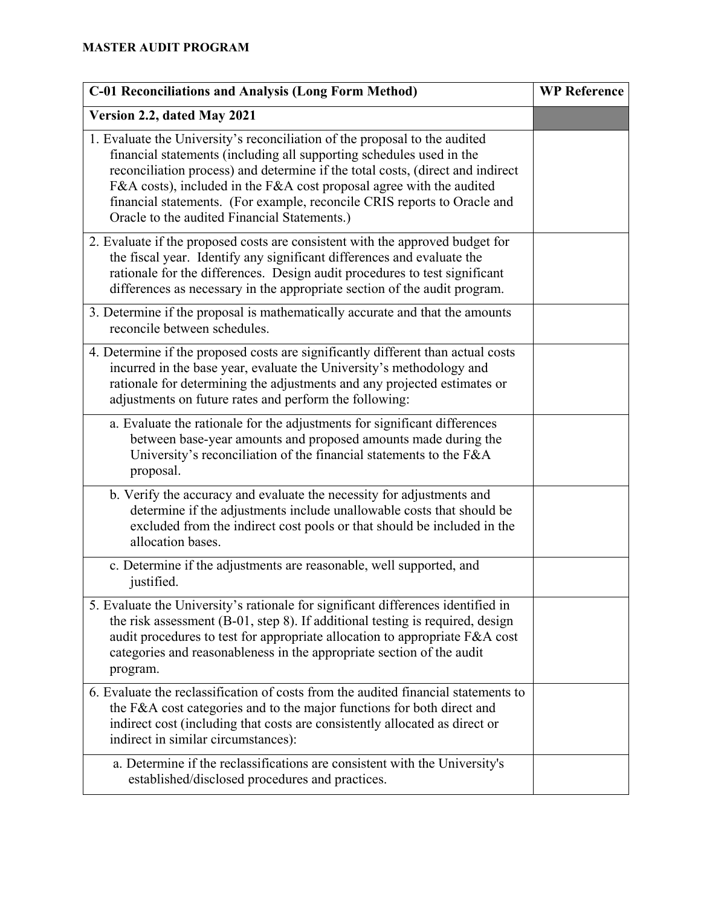**MASTER AUDIT PROGRAM**

| C-01 Reconciliations and Analysis (Long Form Method) | WP Reference |
|---|---|
| **Version 2.2, dated May 2021** | |
| 1. Evaluate the University's reconciliation of the proposal to the audited financial statements (including all supporting schedules used in the reconciliation process) and determine if the total costs, (direct and indirect F&A costs), included in the F&A cost proposal agree with the audited financial statements. (For example, reconcile CRIS reports to Oracle and Oracle to the audited Financial Statements.) | |
| 2. Evaluate if the proposed costs are consistent with the approved budget for the fiscal year. Identify any significant differences and evaluate the rationale for the differences. Design audit procedures to test significant differences as necessary in the appropriate section of the audit program. | |
| 3. Determine if the proposal is mathematically accurate and that the amounts reconcile between schedules. | |
| 4. Determine if the proposed costs are significantly different than actual costs incurred in the base year, evaluate the University's methodology and rationale for determining the adjustments and any projected estimates or adjustments on future rates and perform the following: | |
| a. Evaluate the rationale for the adjustments for significant differences between base-year amounts and proposed amounts made during the University's reconciliation of the financial statements to the F&A proposal. | |
| b. Verify the accuracy and evaluate the necessity for adjustments and determine if the adjustments include unallowable costs that should be excluded from the indirect cost pools or that should be included in the allocation bases. | |
| c. Determine if the adjustments are reasonable, well supported, and justified. | |
| 5. Evaluate the University's rationale for significant differences identified in the risk assessment (B-01, step 8). If additional testing is required, design audit procedures to test for appropriate allocation to appropriate F&A cost categories and reasonableness in the appropriate section of the audit program. | |
| 6. Evaluate the reclassification of costs from the audited financial statements to the F&A cost categories and to the major functions for both direct and indirect cost (including that costs are consistently allocated as direct or indirect in similar circumstances): | |
| a. Determine if the reclassifications are consistent with the University's established/disclosed procedures and practices. | |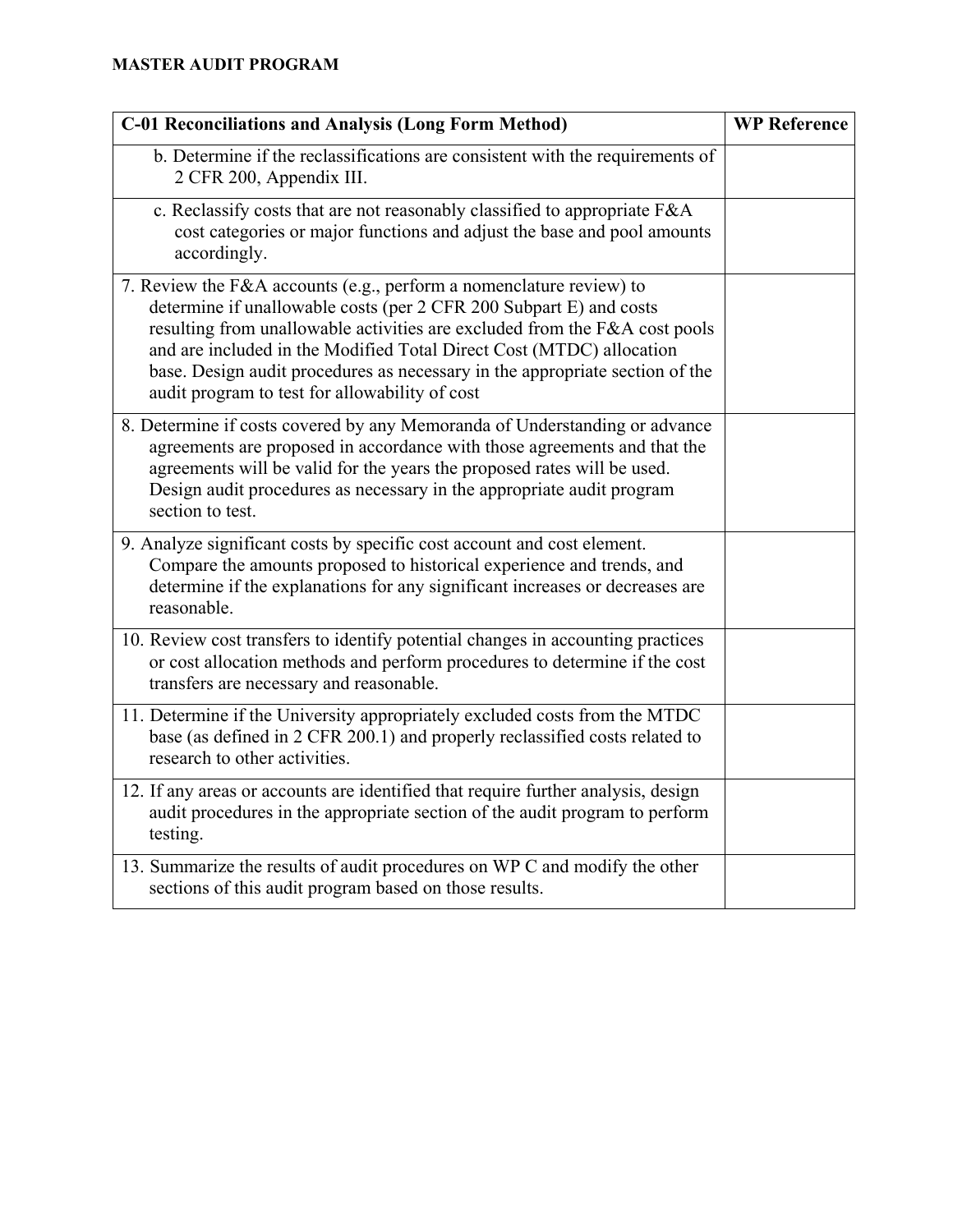**MASTER AUDIT PROGRAM**

| C-01 Reconciliations and Analysis (Long Form Method) | WP Reference |
|---|---|
| b. Determine if the reclassifications are consistent with the requirements of 2 CFR 200, Appendix III. | |
| c. Reclassify costs that are not reasonably classified to appropriate F&A cost categories or major functions and adjust the base and pool amounts accordingly. | |
| 7. Review the F&A accounts (e.g., perform a nomenclature review) to determine if unallowable costs (per 2 CFR 200 Subpart E) and costs resulting from unallowable activities are excluded from the F&A cost pools and are included in the Modified Total Direct Cost (MTDC) allocation base. Design audit procedures as necessary in the appropriate section of the audit program to test for allowability of cost | |
| 8. Determine if costs covered by any Memoranda of Understanding or advance agreements are proposed in accordance with those agreements and that the agreements will be valid for the years the proposed rates will be used. Design audit procedures as necessary in the appropriate audit program section to test. | |
| 9. Analyze significant costs by specific cost account and cost element. Compare the amounts proposed to historical experience and trends, and determine if the explanations for any significant increases or decreases are reasonable. | |
| 10. Review cost transfers to identify potential changes in accounting practices or cost allocation methods and perform procedures to determine if the cost transfers are necessary and reasonable. | |
| 11. Determine if the University appropriately excluded costs from the MTDC base (as defined in 2 CFR 200.1) and properly reclassified costs related to research to other activities. | |
| 12. If any areas or accounts are identified that require further analysis, design audit procedures in the appropriate section of the audit program to perform testing. | |
| 13. Summarize the results of audit procedures on WP C and modify the other sections of this audit program based on those results. | |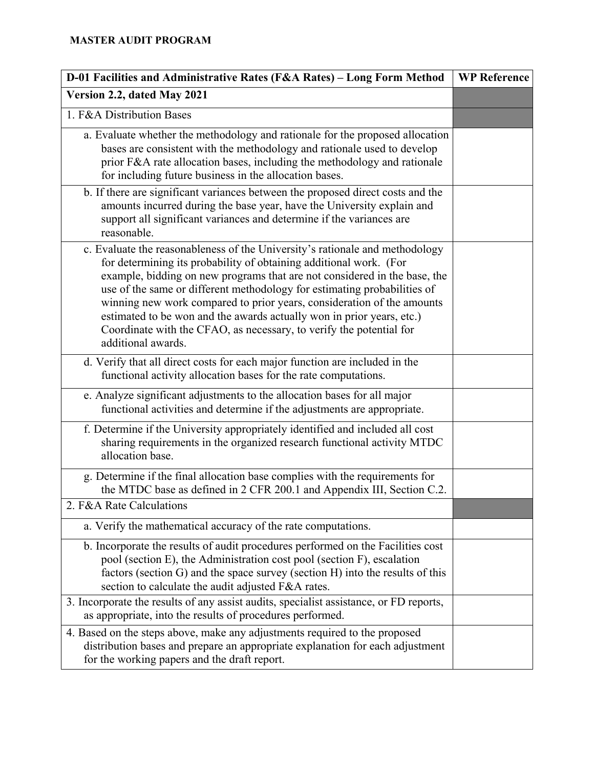**MASTER AUDIT PROGRAM**

| D-01 Facilities and Administrative Rates (F&A Rates) – Long Form Method | WP Reference |
|---|---|
| **Version 2.2, dated May 2021** | |
| 1. F&A Distribution Bases | |
| a. Evaluate whether the methodology and rationale for the proposed allocation bases are consistent with the methodology and rationale used to develop prior F&A rate allocation bases, including the methodology and rationale for including future business in the allocation bases. | |
| b. If there are significant variances between the proposed direct costs and the amounts incurred during the base year, have the University explain and support all significant variances and determine if the variances are reasonable. | |
| c. Evaluate the reasonableness of the University's rationale and methodology for determining its probability of obtaining additional work. (For example, bidding on new programs that are not considered in the base, the use of the same or different methodology for estimating probabilities of winning new work compared to prior years, consideration of the amounts estimated to be won and the awards actually won in prior years, etc.) Coordinate with the CFAO, as necessary, to verify the potential for additional awards. | |
| d. Verify that all direct costs for each major function are included in the functional activity allocation bases for the rate computations. | |
| e. Analyze significant adjustments to the allocation bases for all major functional activities and determine if the adjustments are appropriate. | |
| f. Determine if the University appropriately identified and included all cost sharing requirements in the organized research functional activity MTDC allocation base. | |
| g. Determine if the final allocation base complies with the requirements for the MTDC base as defined in 2 CFR 200.1 and Appendix III, Section C.2. | |
| 2. F&A Rate Calculations | |
| a. Verify the mathematical accuracy of the rate computations. | |
| b. Incorporate the results of audit procedures performed on the Facilities cost pool (section E), the Administration cost pool (section F), escalation factors (section G) and the space survey (section H) into the results of this section to calculate the audit adjusted F&A rates. | |
| 3. Incorporate the results of any assist audits, specialist assistance, or FD reports, as appropriate, into the results of procedures performed. | |
| 4. Based on the steps above, make any adjustments required to the proposed distribution bases and prepare an appropriate explanation for each adjustment for the working papers and the draft report. | |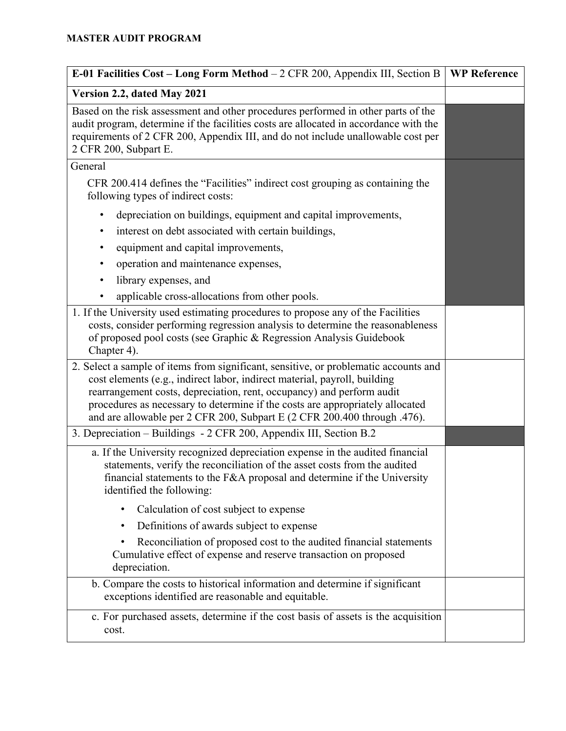**MASTER AUDIT PROGRAM**

| **E-01 Facilities Cost – Long Form Method** – 2 CFR 200, Appendix III, Section B | **WP Reference** |
|---|---|
| **Version 2.2, dated May 2021** | |
| Based on the risk assessment and other procedures performed in other parts of the audit program, determine if the facilities costs are allocated in accordance with the requirements of 2 CFR 200, Appendix III, and do not include unallowable cost per 2 CFR 200, Subpart E. | |
| General<br><br>CFR 200.414 defines the "Facilities" indirect cost grouping as containing the following types of indirect costs:<br>• depreciation on buildings, equipment and capital improvements,<br>• interest on debt associated with certain buildings,<br>• equipment and capital improvements,<br>• operation and maintenance expenses,<br>• library expenses, and<br>• applicable cross-allocations from other pools. | |
| 1. If the University used estimating procedures to propose any of the Facilities costs, consider performing regression analysis to determine the reasonableness of proposed pool costs (see Graphic & Regression Analysis Guidebook Chapter 4). | |
| 2. Select a sample of items from significant, sensitive, or problematic accounts and cost elements (e.g., indirect labor, indirect material, payroll, building rearrangement costs, depreciation, rent, occupancy) and perform audit procedures as necessary to determine if the costs are appropriately allocated and are allowable per 2 CFR 200, Subpart E (2 CFR 200.400 through .476). | |
| 3. Depreciation – Buildings - 2 CFR 200, Appendix III, Section B.2 | |
| a. If the University recognized depreciation expense in the audited financial statements, verify the reconciliation of the asset costs from the audited financial statements to the F&A proposal and determine if the University identified the following:<br>• Calculation of cost subject to expense<br>• Definitions of awards subject to expense<br>• Reconciliation of proposed cost to the audited financial statements Cumulative effect of expense and reserve transaction on proposed depreciation. | |
| b. Compare the costs to historical information and determine if significant exceptions identified are reasonable and equitable. | |
| c. For purchased assets, determine if the cost basis of assets is the acquisition cost. | |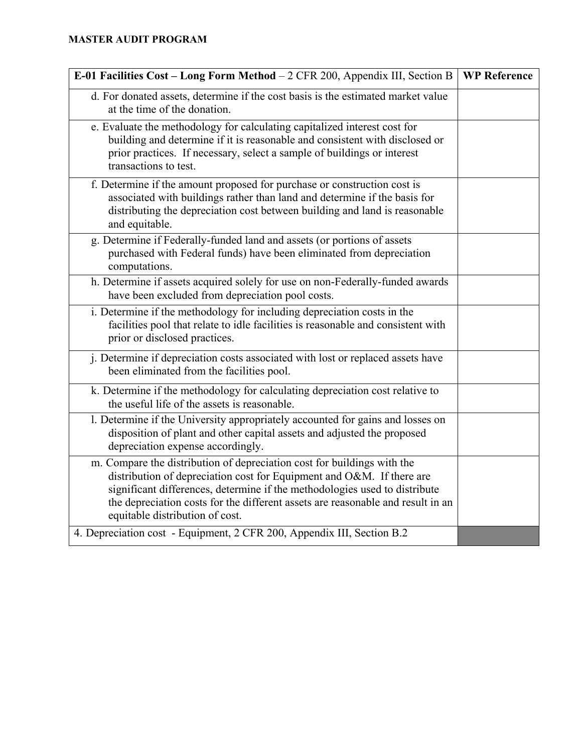**MASTER AUDIT PROGRAM**

| **E-01 Facilities Cost – Long Form Method** – 2 CFR 200, Appendix III, Section B | **WP Reference** |
|---|---|
| d. For donated assets, determine if the cost basis is the estimated market value at the time of the donation. | |
| e. Evaluate the methodology for calculating capitalized interest cost for building and determine if it is reasonable and consistent with disclosed or prior practices. If necessary, select a sample of buildings or interest transactions to test. | |
| f. Determine if the amount proposed for purchase or construction cost is associated with buildings rather than land and determine if the basis for distributing the depreciation cost between building and land is reasonable and equitable. | |
| g. Determine if Federally-funded land and assets (or portions of assets purchased with Federal funds) have been eliminated from depreciation computations. | |
| h. Determine if assets acquired solely for use on non-Federally-funded awards have been excluded from depreciation pool costs. | |
| i. Determine if the methodology for including depreciation costs in the facilities pool that relate to idle facilities is reasonable and consistent with prior or disclosed practices. | |
| j. Determine if depreciation costs associated with lost or replaced assets have been eliminated from the facilities pool. | |
| k. Determine if the methodology for calculating depreciation cost relative to the useful life of the assets is reasonable. | |
| l. Determine if the University appropriately accounted for gains and losses on disposition of plant and other capital assets and adjusted the proposed depreciation expense accordingly. | |
| m. Compare the distribution of depreciation cost for buildings with the distribution of depreciation cost for Equipment and O&M. If there are significant differences, determine if the methodologies used to distribute the depreciation costs for the different assets are reasonable and result in an equitable distribution of cost. | |
| 4. Depreciation cost - Equipment, 2 CFR 200, Appendix III, Section B.2 | |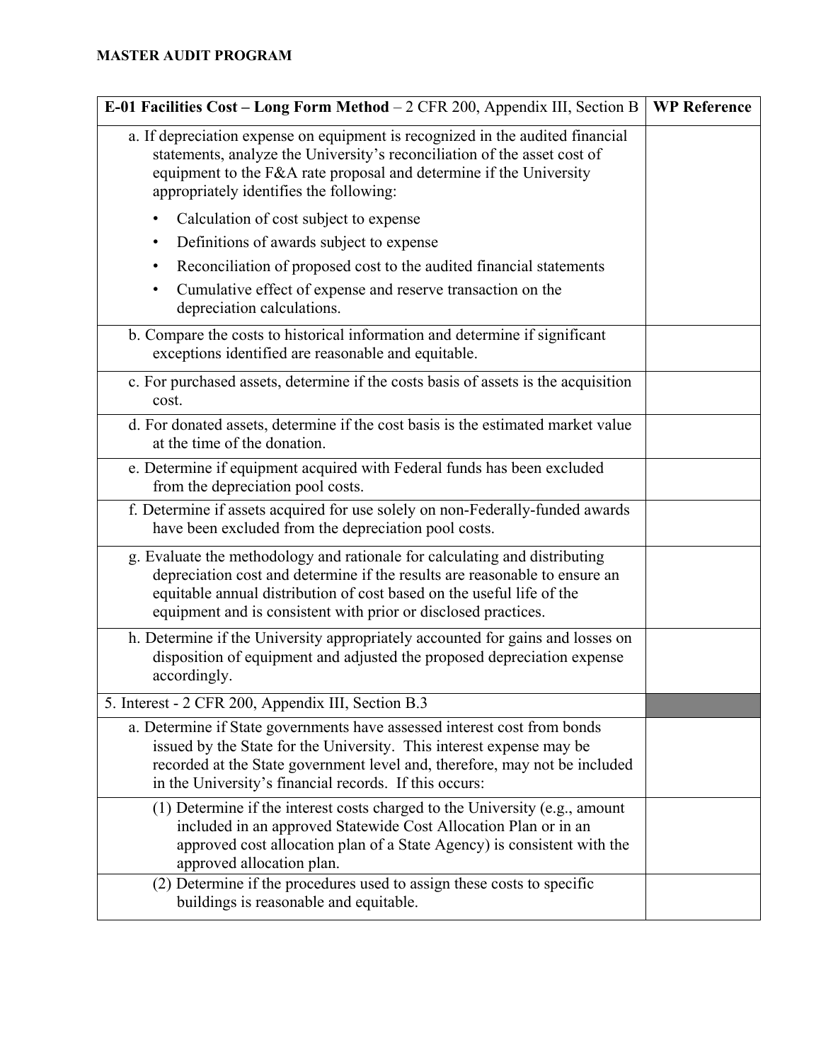**MASTER AUDIT PROGRAM**

| **E-01 Facilities Cost – Long Form Method** – 2 CFR 200, Appendix III, Section B | **WP Reference** |
|---|---|
| a. If depreciation expense on equipment is recognized in the audited financial statements, analyze the University's reconciliation of the asset cost of equipment to the F&A rate proposal and determine if the University appropriately identifies the following: <br>• Calculation of cost subject to expense <br>• Definitions of awards subject to expense <br>• Reconciliation of proposed cost to the audited financial statements <br>• Cumulative effect of expense and reserve transaction on the depreciation calculations. | |
| b. Compare the costs to historical information and determine if significant exceptions identified are reasonable and equitable. | |
| c. For purchased assets, determine if the costs basis of assets is the acquisition cost. | |
| d. For donated assets, determine if the cost basis is the estimated market value at the time of the donation. | |
| e. Determine if equipment acquired with Federal funds has been excluded from the depreciation pool costs. | |
| f. Determine if assets acquired for use solely on non-Federally-funded awards have been excluded from the depreciation pool costs. | |
| g. Evaluate the methodology and rationale for calculating and distributing depreciation cost and determine if the results are reasonable to ensure an equitable annual distribution of cost based on the useful life of the equipment and is consistent with prior or disclosed practices. | |
| h. Determine if the University appropriately accounted for gains and losses on disposition of equipment and adjusted the proposed depreciation expense accordingly. | |
| 5. Interest - 2 CFR 200, Appendix III, Section B.3 | |
| a. Determine if State governments have assessed interest cost from bonds issued by the State for the University. This interest expense may be recorded at the State government level and, therefore, may not be included in the University's financial records. If this occurs: | |
| (1) Determine if the interest costs charged to the University (e.g., amount included in an approved Statewide Cost Allocation Plan or in an approved cost allocation plan of a State Agency) is consistent with the approved allocation plan. | |
| (2) Determine if the procedures used to assign these costs to specific buildings is reasonable and equitable. | |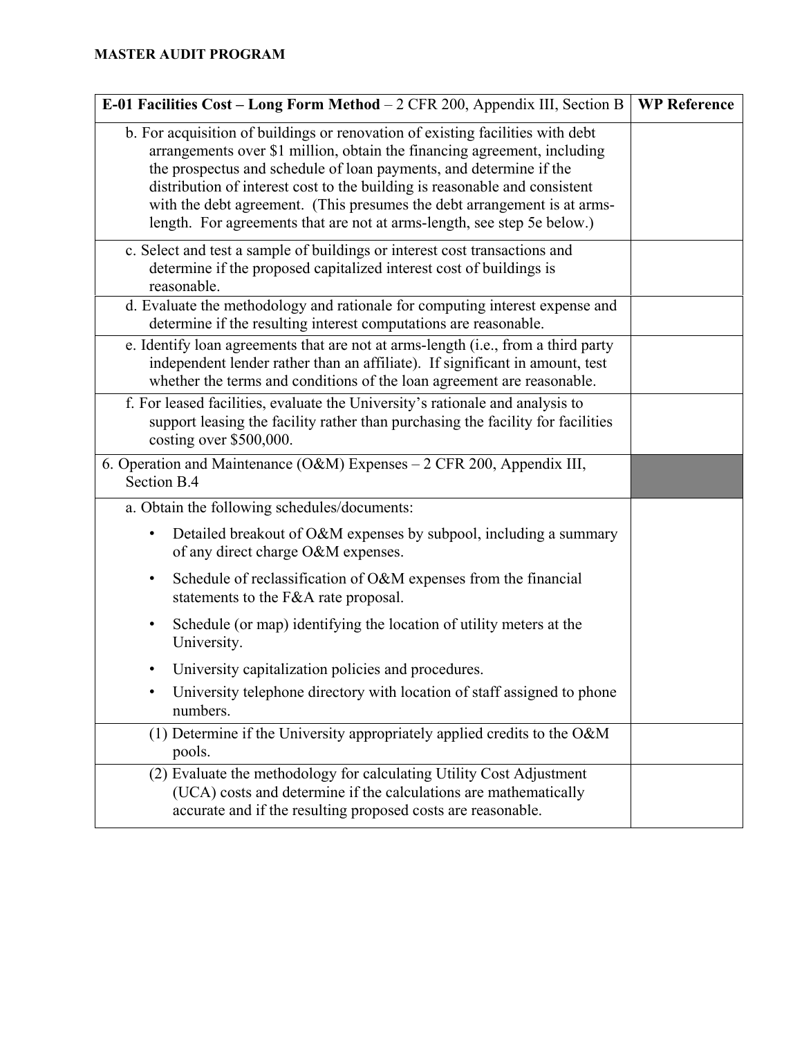**MASTER AUDIT PROGRAM**

| **E-01 Facilities Cost – Long Form Method** – 2 CFR 200, Appendix III, Section B | **WP Reference** |
|---|---|
| b. For acquisition of buildings or renovation of existing facilities with debt arrangements over $1 million, obtain the financing agreement, including the prospectus and schedule of loan payments, and determine if the distribution of interest cost to the building is reasonable and consistent with the debt agreement. (This presumes the debt arrangement is at arms-length. For agreements that are not at arms-length, see step 5e below.) | |
| c. Select and test a sample of buildings or interest cost transactions and determine if the proposed capitalized interest cost of buildings is reasonable. | |
| d. Evaluate the methodology and rationale for computing interest expense and determine if the resulting interest computations are reasonable. | |
| e. Identify loan agreements that are not at arms-length (i.e., from a third party independent lender rather than an affiliate). If significant in amount, test whether the terms and conditions of the loan agreement are reasonable. | |
| f. For leased facilities, evaluate the University's rationale and analysis to support leasing the facility rather than purchasing the facility for facilities costing over $500,000. | |
| 6. Operation and Maintenance (O&M) Expenses – 2 CFR 200, Appendix III, Section B.4 | |
| a. Obtain the following schedules/documents:<br>• Detailed breakout of O&M expenses by subpool, including a summary of any direct charge O&M expenses.<br>• Schedule of reclassification of O&M expenses from the financial statements to the F&A rate proposal.<br>• Schedule (or map) identifying the location of utility meters at the University.<br>• University capitalization policies and procedures.<br>• University telephone directory with location of staff assigned to phone numbers. | |
| (1) Determine if the University appropriately applied credits to the O&M pools. | |
| (2) Evaluate the methodology for calculating Utility Cost Adjustment (UCA) costs and determine if the calculations are mathematically accurate and if the resulting proposed costs are reasonable. | |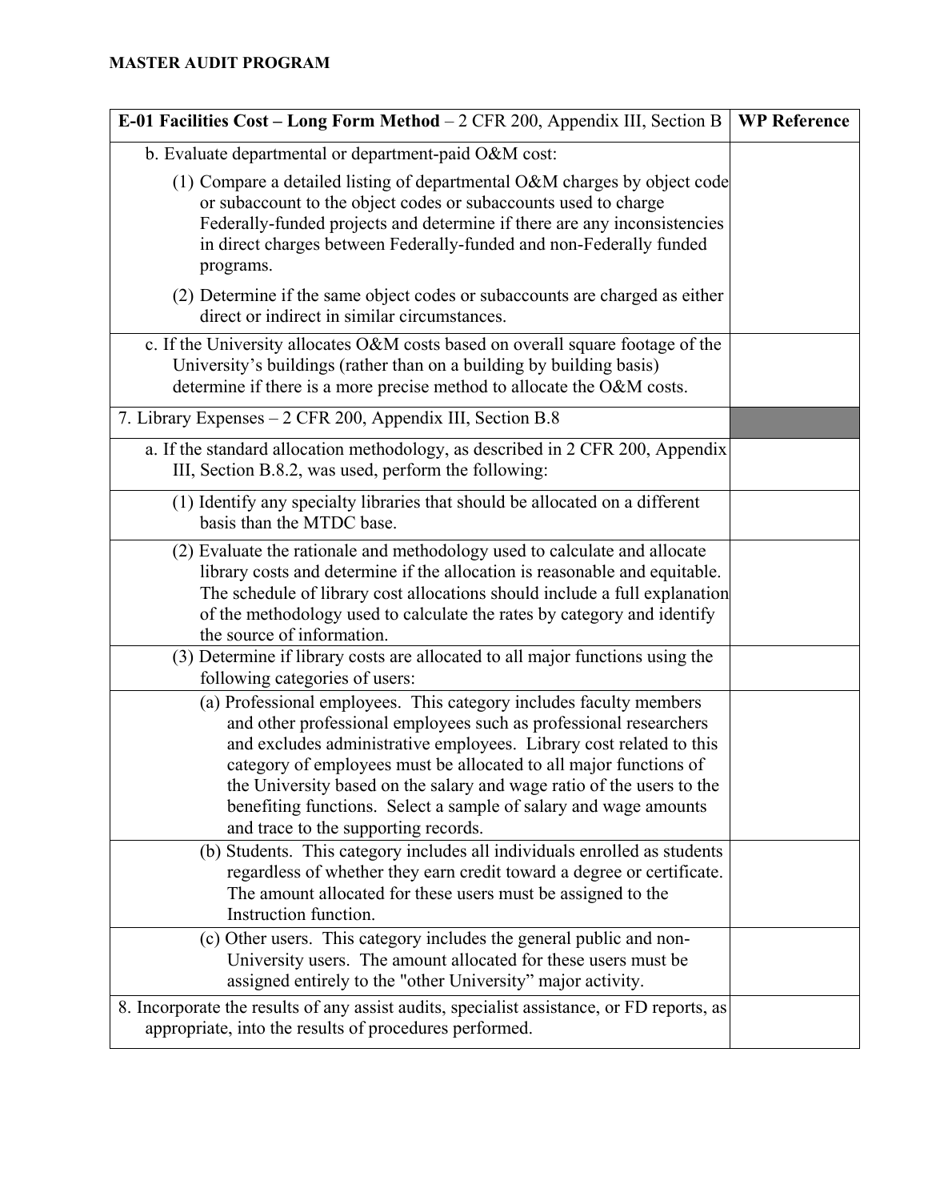**MASTER AUDIT PROGRAM**

| **E-01 Facilities Cost – Long Form Method** – 2 CFR 200, Appendix III, Section B | **WP Reference** |
|---|---|
| b. Evaluate departmental or department-paid O&M cost:<br><br>(1) Compare a detailed listing of departmental O&M charges by object code or subaccount to the object codes or subaccounts used to charge Federally-funded projects and determine if there are any inconsistencies in direct charges between Federally-funded and non-Federally funded programs.<br><br>(2) Determine if the same object codes or subaccounts are charged as either direct or indirect in similar circumstances. | |
| c. If the University allocates O&M costs based on overall square footage of the University's buildings (rather than on a building by building basis) determine if there is a more precise method to allocate the O&M costs. | |
| 7. Library Expenses – 2 CFR 200, Appendix III, Section B.8 | |
| a. If the standard allocation methodology, as described in 2 CFR 200, Appendix III, Section B.8.2, was used, perform the following: | |
| (1) Identify any specialty libraries that should be allocated on a different basis than the MTDC base. | |
| (2) Evaluate the rationale and methodology used to calculate and allocate library costs and determine if the allocation is reasonable and equitable. The schedule of library cost allocations should include a full explanation of the methodology used to calculate the rates by category and identify the source of information. | |
| (3) Determine if library costs are allocated to all major functions using the following categories of users: | |
| (a) Professional employees. This category includes faculty members and other professional employees such as professional researchers and excludes administrative employees. Library cost related to this category of employees must be allocated to all major functions of the University based on the salary and wage ratio of the users to the benefiting functions. Select a sample of salary and wage amounts and trace to the supporting records. | |
| (b) Students. This category includes all individuals enrolled as students regardless of whether they earn credit toward a degree or certificate. The amount allocated for these users must be assigned to the Instruction function. | |
| (c) Other users. This category includes the general public and non-University users. The amount allocated for these users must be assigned entirely to the "other University" major activity. | |
| 8. Incorporate the results of any assist audits, specialist assistance, or FD reports, as appropriate, into the results of procedures performed. | |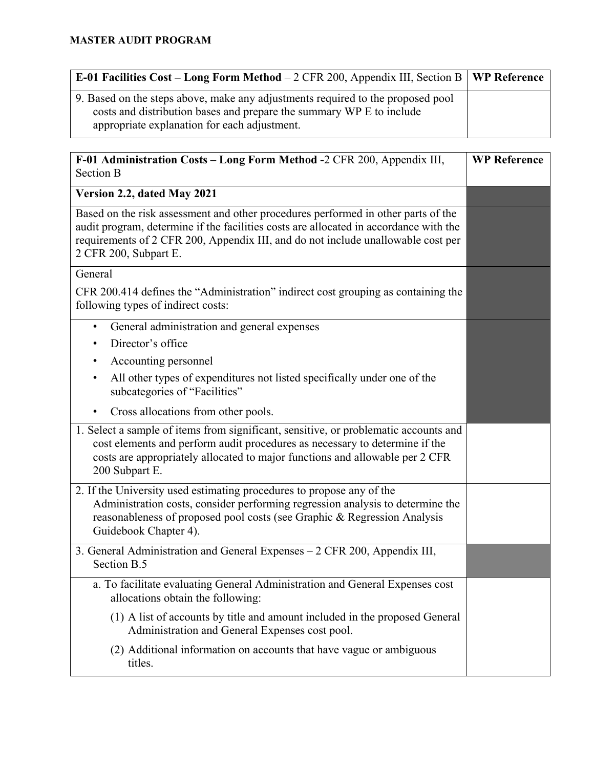**MASTER AUDIT PROGRAM**

| **E-01 Facilities Cost – Long Form Method** – 2 CFR 200, Appendix III, Section B | **WP Reference** |
|---|---|
| 9. Based on the steps above, make any adjustments required to the proposed pool costs and distribution bases and prepare the summary WP E to include appropriate explanation for each adjustment. | |

| **F-01 Administration Costs – Long Form Method -**2 CFR 200, Appendix III, Section B | **WP Reference** |
|---|---|
| **Version 2.2, dated May 2021** | |
| Based on the risk assessment and other procedures performed in other parts of the audit program, determine if the facilities costs are allocated in accordance with the requirements of 2 CFR 200, Appendix III, and do not include unallowable cost per 2 CFR 200, Subpart E. | |
| General<br><br>CFR 200.414 defines the "Administration" indirect cost grouping as containing the following types of indirect costs: | |
| • General administration and general expenses<br>• Director's office<br>• Accounting personnel<br>• All other types of expenditures not listed specifically under one of the subcategories of "Facilities"<br>• Cross allocations from other pools. | |
| 1. Select a sample of items from significant, sensitive, or problematic accounts and cost elements and perform audit procedures as necessary to determine if the costs are appropriately allocated to major functions and allowable per 2 CFR 200 Subpart E. | |
| 2. If the University used estimating procedures to propose any of the Administration costs, consider performing regression analysis to determine the reasonableness of proposed pool costs (see Graphic & Regression Analysis Guidebook Chapter 4). | |
| 3. General Administration and General Expenses – 2 CFR 200, Appendix III, Section B.5 | |
| a. To facilitate evaluating General Administration and General Expenses cost allocations obtain the following:<br><br>(1) A list of accounts by title and amount included in the proposed General Administration and General Expenses cost pool.<br><br>(2) Additional information on accounts that have vague or ambiguous titles. | |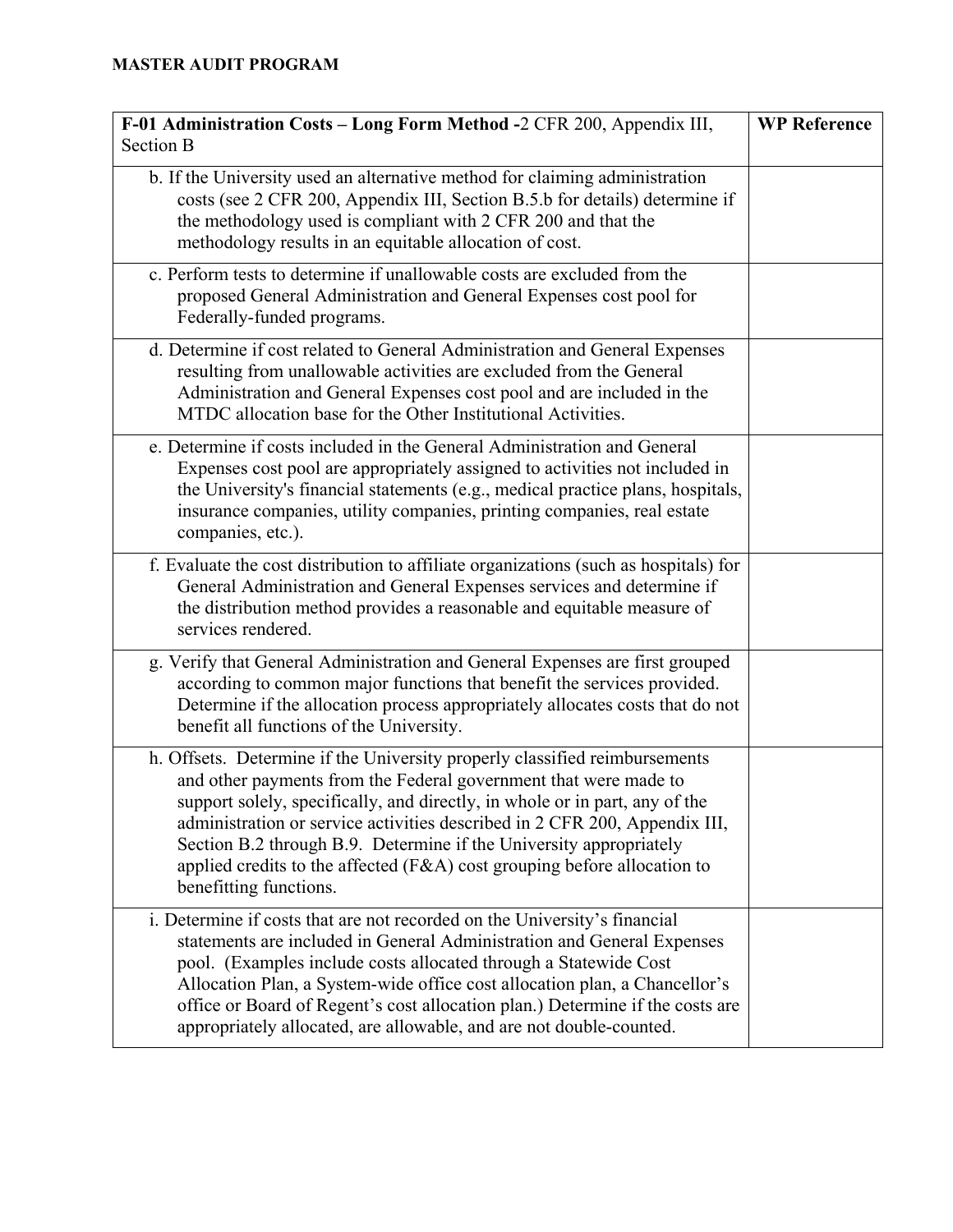**MASTER AUDIT PROGRAM**

| **F-01 Administration Costs – Long Form Method -**2 CFR 200, Appendix III, Section B | **WP Reference** |
|---|---|
| b. If the University used an alternative method for claiming administration costs (see 2 CFR 200, Appendix III, Section B.5.b for details) determine if the methodology used is compliant with 2 CFR 200 and that the methodology results in an equitable allocation of cost. | |
| c. Perform tests to determine if unallowable costs are excluded from the proposed General Administration and General Expenses cost pool for Federally-funded programs. | |
| d. Determine if cost related to General Administration and General Expenses resulting from unallowable activities are excluded from the General Administration and General Expenses cost pool and are included in the MTDC allocation base for the Other Institutional Activities. | |
| e. Determine if costs included in the General Administration and General Expenses cost pool are appropriately assigned to activities not included in the University's financial statements (e.g., medical practice plans, hospitals, insurance companies, utility companies, printing companies, real estate companies, etc.). | |
| f. Evaluate the cost distribution to affiliate organizations (such as hospitals) for General Administration and General Expenses services and determine if the distribution method provides a reasonable and equitable measure of services rendered. | |
| g. Verify that General Administration and General Expenses are first grouped according to common major functions that benefit the services provided. Determine if the allocation process appropriately allocates costs that do not benefit all functions of the University. | |
| h. Offsets. Determine if the University properly classified reimbursements and other payments from the Federal government that were made to support solely, specifically, and directly, in whole or in part, any of the administration or service activities described in 2 CFR 200, Appendix III, Section B.2 through B.9. Determine if the University appropriately applied credits to the affected (F&A) cost grouping before allocation to benefitting functions. | |
| i. Determine if costs that are not recorded on the University's financial statements are included in General Administration and General Expenses pool. (Examples include costs allocated through a Statewide Cost Allocation Plan, a System-wide office cost allocation plan, a Chancellor's office or Board of Regent's cost allocation plan.) Determine if the costs are appropriately allocated, are allowable, and are not double-counted. | |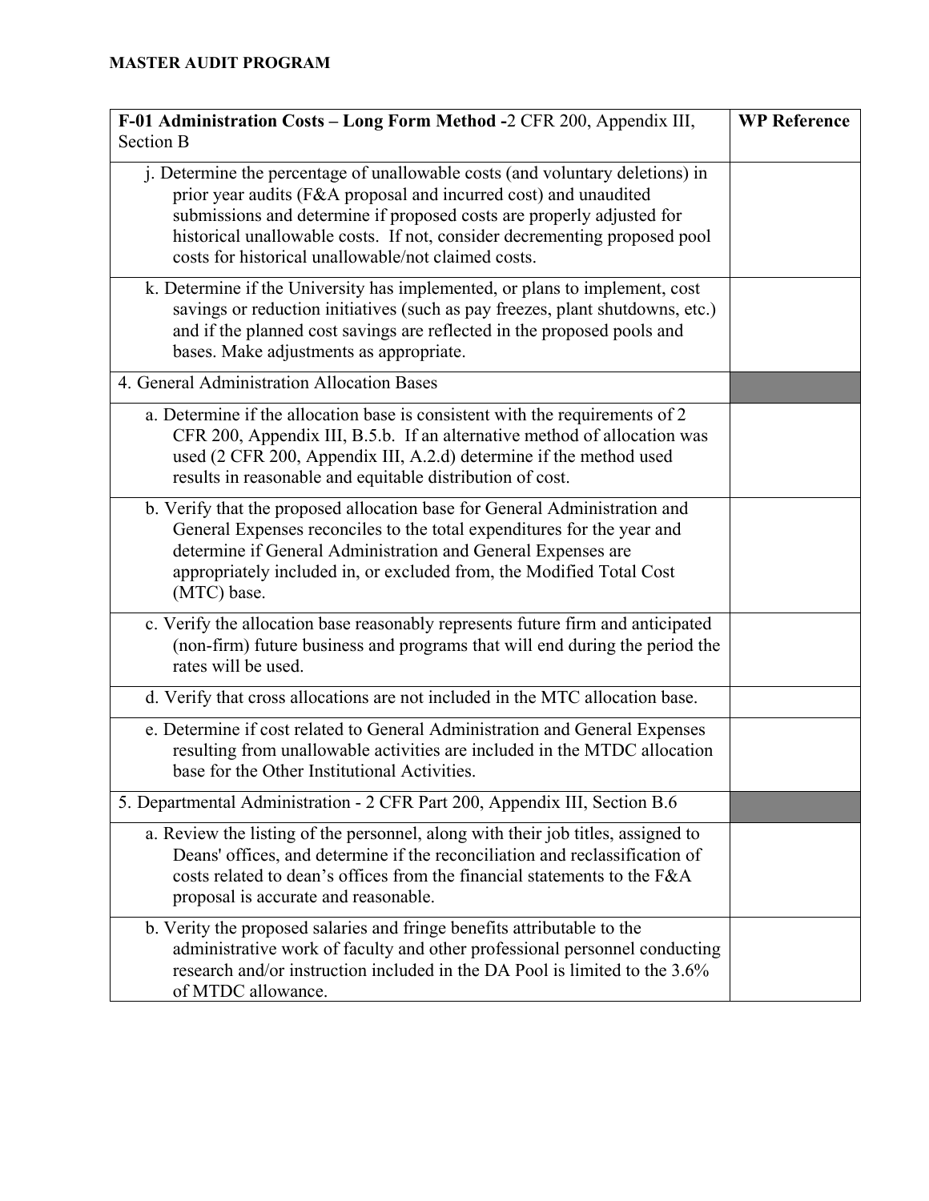**MASTER AUDIT PROGRAM**

| **F-01 Administration Costs – Long Form Method -** 2 CFR 200, Appendix III, Section B | **WP Reference** |
|---|---|
| j. Determine the percentage of unallowable costs (and voluntary deletions) in prior year audits (F&A proposal and incurred cost) and unaudited submissions and determine if proposed costs are properly adjusted for historical unallowable costs. If not, consider decrementing proposed pool costs for historical unallowable/not claimed costs. | |
| k. Determine if the University has implemented, or plans to implement, cost savings or reduction initiatives (such as pay freezes, plant shutdowns, etc.) and if the planned cost savings are reflected in the proposed pools and bases. Make adjustments as appropriate. | |
| 4. General Administration Allocation Bases | |
| a. Determine if the allocation base is consistent with the requirements of 2 CFR 200, Appendix III, B.5.b. If an alternative method of allocation was used (2 CFR 200, Appendix III, A.2.d) determine if the method used results in reasonable and equitable distribution of cost. | |
| b. Verify that the proposed allocation base for General Administration and General Expenses reconciles to the total expenditures for the year and determine if General Administration and General Expenses are appropriately included in, or excluded from, the Modified Total Cost (MTC) base. | |
| c. Verify the allocation base reasonably represents future firm and anticipated (non-firm) future business and programs that will end during the period the rates will be used. | |
| d. Verify that cross allocations are not included in the MTC allocation base. | |
| e. Determine if cost related to General Administration and General Expenses resulting from unallowable activities are included in the MTDC allocation base for the Other Institutional Activities. | |
| 5. Departmental Administration - 2 CFR Part 200, Appendix III, Section B.6 | |
| a. Review the listing of the personnel, along with their job titles, assigned to Deans' offices, and determine if the reconciliation and reclassification of costs related to dean's offices from the financial statements to the F&A proposal is accurate and reasonable. | |
| b. Verity the proposed salaries and fringe benefits attributable to the administrative work of faculty and other professional personnel conducting research and/or instruction included in the DA Pool is limited to the 3.6% of MTDC allowance. | |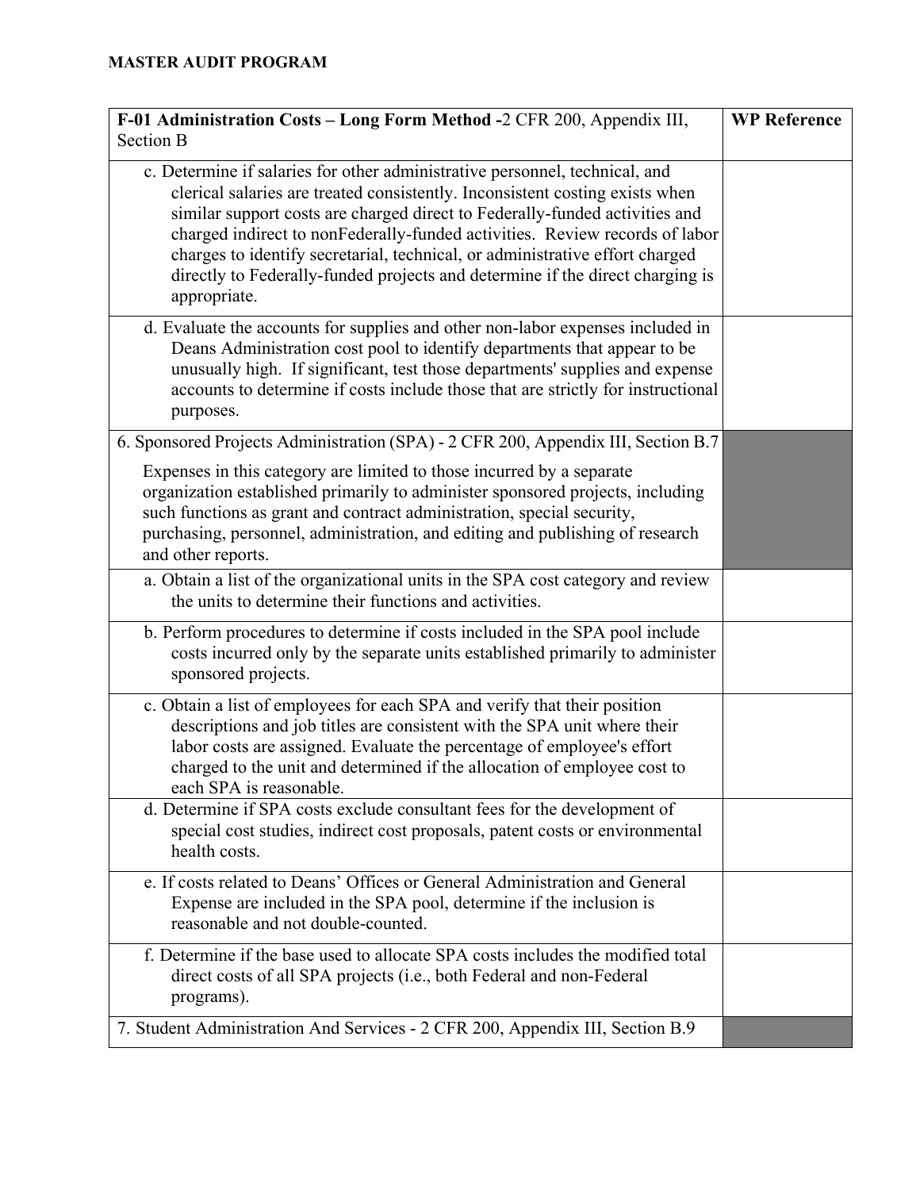**MASTER AUDIT PROGRAM**

| **F-01 Administration Costs – Long Form Method -** 2 CFR 200, Appendix III, Section B | **WP Reference** |
|---|---|
| c. Determine if salaries for other administrative personnel, technical, and clerical salaries are treated consistently. Inconsistent costing exists when similar support costs are charged direct to Federally-funded activities and charged indirect to nonFederally-funded activities. Review records of labor charges to identify secretarial, technical, or administrative effort charged directly to Federally-funded projects and determine if the direct charging is appropriate. | |
| d. Evaluate the accounts for supplies and other non-labor expenses included in Deans Administration cost pool to identify departments that appear to be unusually high. If significant, test those departments' supplies and expense accounts to determine if costs include those that are strictly for instructional purposes. | |
| 6. Sponsored Projects Administration (SPA) - 2 CFR 200, Appendix III, Section B.7<br><br>Expenses in this category are limited to those incurred by a separate organization established primarily to administer sponsored projects, including such functions as grant and contract administration, special security, purchasing, personnel, administration, and editing and publishing of research and other reports. | |
| a. Obtain a list of the organizational units in the SPA cost category and review the units to determine their functions and activities. | |
| b. Perform procedures to determine if costs included in the SPA pool include costs incurred only by the separate units established primarily to administer sponsored projects. | |
| c. Obtain a list of employees for each SPA and verify that their position descriptions and job titles are consistent with the SPA unit where their labor costs are assigned. Evaluate the percentage of employee's effort charged to the unit and determined if the allocation of employee cost to each SPA is reasonable. | |
| d. Determine if SPA costs exclude consultant fees for the development of special cost studies, indirect cost proposals, patent costs or environmental health costs. | |
| e. If costs related to Deans' Offices or General Administration and General Expense are included in the SPA pool, determine if the inclusion is reasonable and not double-counted. | |
| f. Determine if the base used to allocate SPA costs includes the modified total direct costs of all SPA projects (i.e., both Federal and non-Federal programs). | |
| 7. Student Administration And Services - 2 CFR 200, Appendix III, Section B.9 | |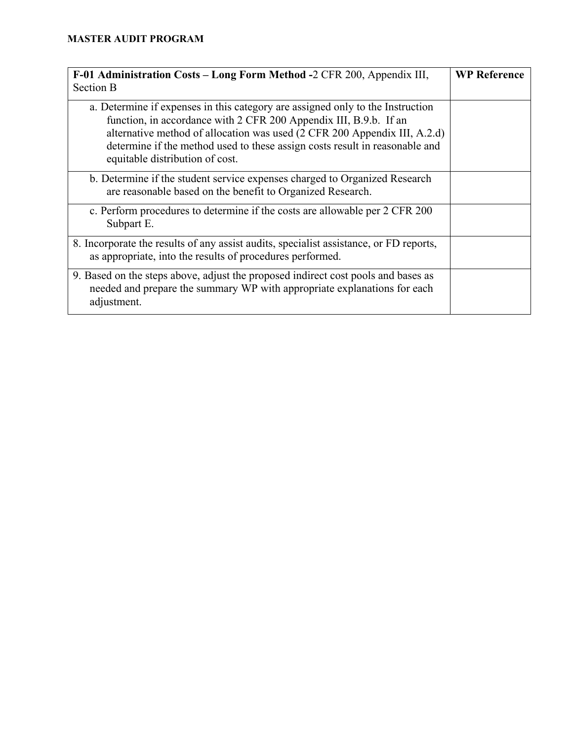**MASTER AUDIT PROGRAM**

| **F-01 Administration Costs – Long Form Method -**2 CFR 200, Appendix III, Section B | **WP Reference** |
|---|---|
| a. Determine if expenses in this category are assigned only to the Instruction function, in accordance with 2 CFR 200 Appendix III, B.9.b. If an alternative method of allocation was used (2 CFR 200 Appendix III, A.2.d) determine if the method used to these assign costs result in reasonable and equitable distribution of cost. | |
| b. Determine if the student service expenses charged to Organized Research are reasonable based on the benefit to Organized Research. | |
| c. Perform procedures to determine if the costs are allowable per 2 CFR 200 Subpart E. | |
| 8. Incorporate the results of any assist audits, specialist assistance, or FD reports, as appropriate, into the results of procedures performed. | |
| 9. Based on the steps above, adjust the proposed indirect cost pools and bases as needed and prepare the summary WP with appropriate explanations for each adjustment. | |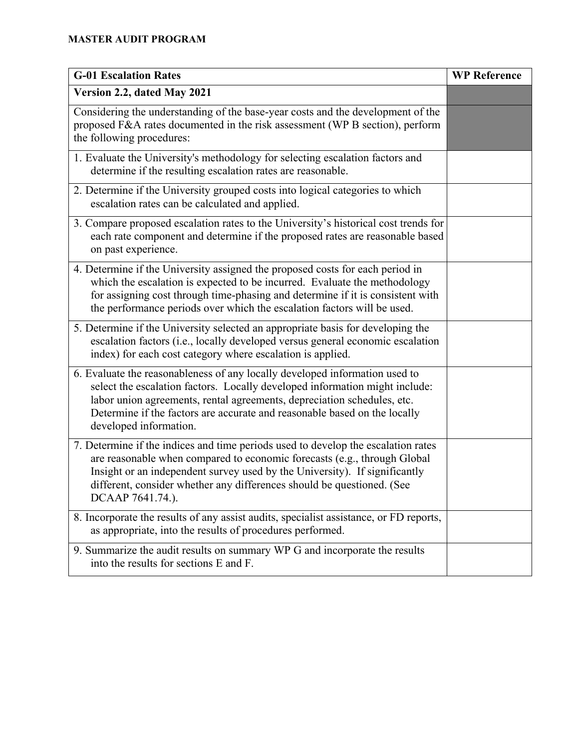**MASTER AUDIT PROGRAM**

| G-01 Escalation Rates | WP Reference |
|---|---|
| **Version 2.2, dated May 2021** | |
| Considering the understanding of the base-year costs and the development of the proposed F&A rates documented in the risk assessment (WP B section), perform the following procedures: | |
| 1. Evaluate the University's methodology for selecting escalation factors and determine if the resulting escalation rates are reasonable. | |
| 2. Determine if the University grouped costs into logical categories to which escalation rates can be calculated and applied. | |
| 3. Compare proposed escalation rates to the University's historical cost trends for each rate component and determine if the proposed rates are reasonable based on past experience. | |
| 4. Determine if the University assigned the proposed costs for each period in which the escalation is expected to be incurred. Evaluate the methodology for assigning cost through time-phasing and determine if it is consistent with the performance periods over which the escalation factors will be used. | |
| 5. Determine if the University selected an appropriate basis for developing the escalation factors (i.e., locally developed versus general economic escalation index) for each cost category where escalation is applied. | |
| 6. Evaluate the reasonableness of any locally developed information used to select the escalation factors. Locally developed information might include: labor union agreements, rental agreements, depreciation schedules, etc. Determine if the factors are accurate and reasonable based on the locally developed information. | |
| 7. Determine if the indices and time periods used to develop the escalation rates are reasonable when compared to economic forecasts (e.g., through Global Insight or an independent survey used by the University). If significantly different, consider whether any differences should be questioned. (See DCAAP 7641.74.). | |
| 8. Incorporate the results of any assist audits, specialist assistance, or FD reports, as appropriate, into the results of procedures performed. | |
| 9. Summarize the audit results on summary WP G and incorporate the results into the results for sections E and F. | |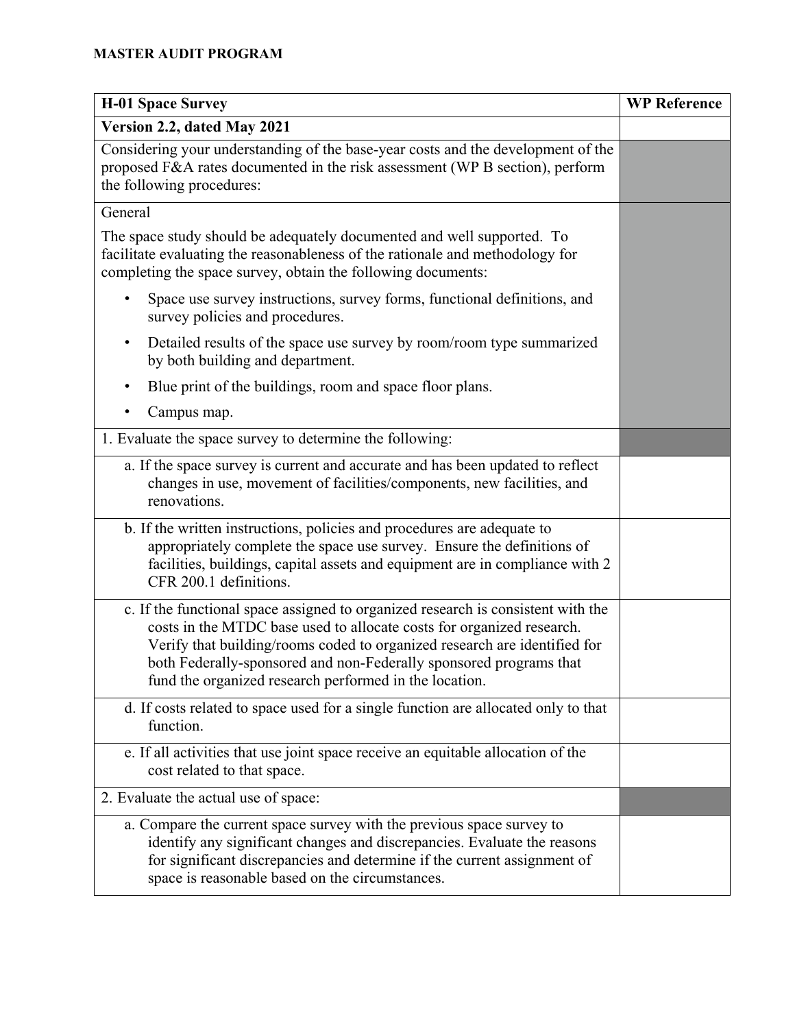**MASTER AUDIT PROGRAM**

| H-01 Space Survey | WP Reference |
|---|---|
| **Version 2.2, dated May 2021** | |
| Considering your understanding of the base-year costs and the development of the proposed F&A rates documented in the risk assessment (WP B section), perform the following procedures: | |
| General<br><br>The space study should be adequately documented and well supported. To facilitate evaluating the reasonableness of the rationale and methodology for completing the space survey, obtain the following documents:<br><br>• Space use survey instructions, survey forms, functional definitions, and survey policies and procedures.<br>• Detailed results of the space use survey by room/room type summarized by both building and department.<br>• Blue print of the buildings, room and space floor plans.<br>• Campus map. | |
| 1. Evaluate the space survey to determine the following: | |
| a. If the space survey is current and accurate and has been updated to reflect changes in use, movement of facilities/components, new facilities, and renovations. | |
| b. If the written instructions, policies and procedures are adequate to appropriately complete the space use survey. Ensure the definitions of facilities, buildings, capital assets and equipment are in compliance with 2 CFR 200.1 definitions. | |
| c. If the functional space assigned to organized research is consistent with the costs in the MTDC base used to allocate costs for organized research. Verify that building/rooms coded to organized research are identified for both Federally-sponsored and non-Federally sponsored programs that fund the organized research performed in the location. | |
| d. If costs related to space used for a single function are allocated only to that function. | |
| e. If all activities that use joint space receive an equitable allocation of the cost related to that space. | |
| 2. Evaluate the actual use of space: | |
| a. Compare the current space survey with the previous space survey to identify any significant changes and discrepancies. Evaluate the reasons for significant discrepancies and determine if the current assignment of space is reasonable based on the circumstances. | |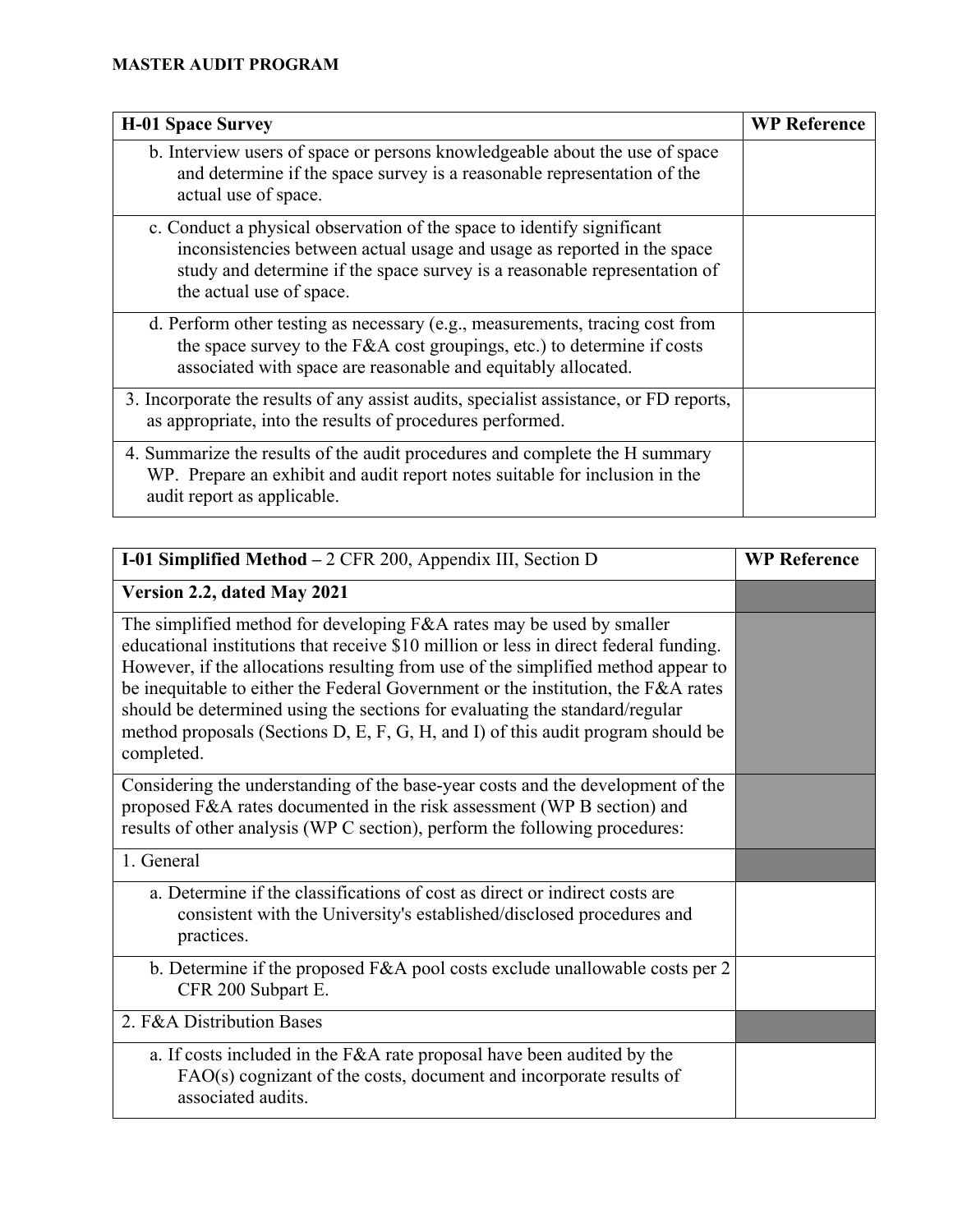**MASTER AUDIT PROGRAM**

| H-01 Space Survey | WP Reference |
|---|---|
| b. Interview users of space or persons knowledgeable about the use of space and determine if the space survey is a reasonable representation of the actual use of space. | |
| c. Conduct a physical observation of the space to identify significant inconsistencies between actual usage and usage as reported in the space study and determine if the space survey is a reasonable representation of the actual use of space. | |
| d. Perform other testing as necessary (e.g., measurements, tracing cost from the space survey to the F&A cost groupings, etc.) to determine if costs associated with space are reasonable and equitably allocated. | |
| 3. Incorporate the results of any assist audits, specialist assistance, or FD reports, as appropriate, into the results of procedures performed. | |
| 4. Summarize the results of the audit procedures and complete the H summary WP. Prepare an exhibit and audit report notes suitable for inclusion in the audit report as applicable. | |

| **I-01 Simplified Method** – 2 CFR 200, Appendix III, Section D | WP Reference |
|---|---|
| **Version 2.2, dated May 2021** | |
| The simplified method for developing F&A rates may be used by smaller educational institutions that receive $10 million or less in direct federal funding. However, if the allocations resulting from use of the simplified method appear to be inequitable to either the Federal Government or the institution, the F&A rates should be determined using the sections for evaluating the standard/regular method proposals (Sections D, E, F, G, H, and I) of this audit program should be completed. | |
| Considering the understanding of the base-year costs and the development of the proposed F&A rates documented in the risk assessment (WP B section) and results of other analysis (WP C section), perform the following procedures: | |
| 1. General | |
| a. Determine if the classifications of cost as direct or indirect costs are consistent with the University's established/disclosed procedures and practices. | |
| b. Determine if the proposed F&A pool costs exclude unallowable costs per 2 CFR 200 Subpart E. | |
| 2. F&A Distribution Bases | |
| a. If costs included in the F&A rate proposal have been audited by the FAO(s) cognizant of the costs, document and incorporate results of associated audits. | |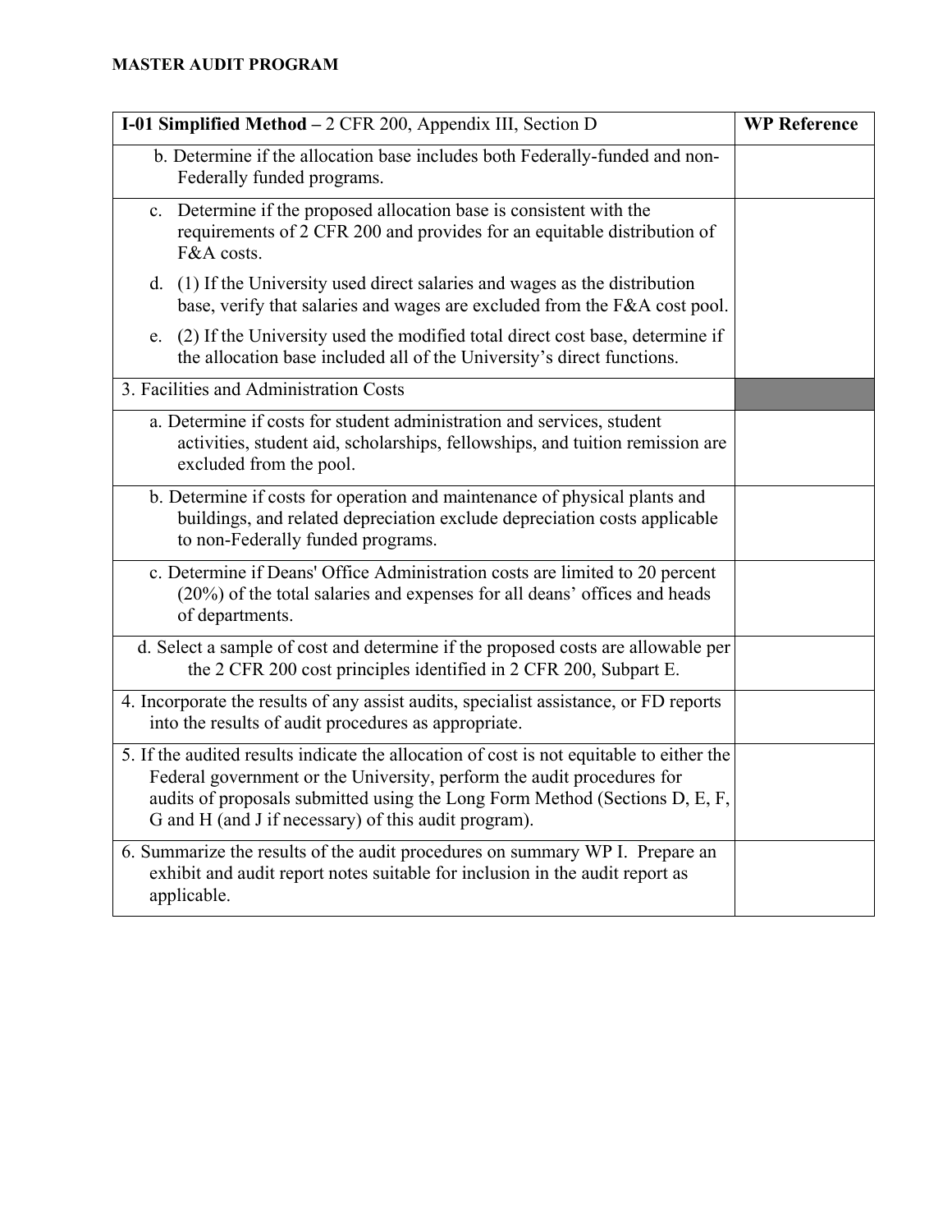**MASTER AUDIT PROGRAM**

| **I-01 Simplified Method –** 2 CFR 200, Appendix III, Section D | **WP Reference** |
|---|---|
| b. Determine if the allocation base includes both Federally-funded and non-Federally funded programs. | |
| c. Determine if the proposed allocation base is consistent with the requirements of 2 CFR 200 and provides for an equitable distribution of F&A costs.<br><br>d. (1) If the University used direct salaries and wages as the distribution base, verify that salaries and wages are excluded from the F&A cost pool.<br><br>e. (2) If the University used the modified total direct cost base, determine if the allocation base included all of the University's direct functions. | |
| 3. Facilities and Administration Costs | |
| a. Determine if costs for student administration and services, student activities, student aid, scholarships, fellowships, and tuition remission are excluded from the pool. | |
| b. Determine if costs for operation and maintenance of physical plants and buildings, and related depreciation exclude depreciation costs applicable to non-Federally funded programs. | |
| c. Determine if Deans' Office Administration costs are limited to 20 percent (20%) of the total salaries and expenses for all deans' offices and heads of departments. | |
| d. Select a sample of cost and determine if the proposed costs are allowable per the 2 CFR 200 cost principles identified in 2 CFR 200, Subpart E. | |
| 4. Incorporate the results of any assist audits, specialist assistance, or FD reports into the results of audit procedures as appropriate. | |
| 5. If the audited results indicate the allocation of cost is not equitable to either the Federal government or the University, perform the audit procedures for audits of proposals submitted using the Long Form Method (Sections D, E, F, G and H (and J if necessary) of this audit program). | |
| 6. Summarize the results of the audit procedures on summary WP I. Prepare an exhibit and audit report notes suitable for inclusion in the audit report as applicable. | |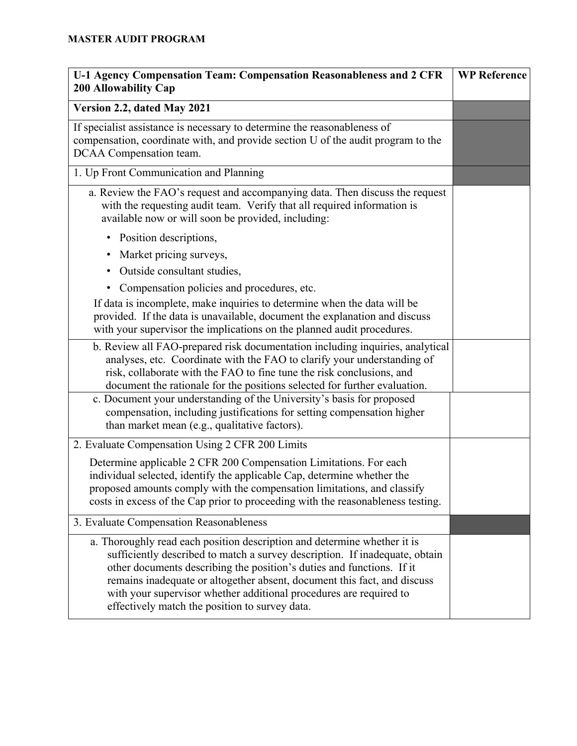**MASTER AUDIT PROGRAM**

| U-1 Agency Compensation Team: Compensation Reasonableness and 2 CFR 200 Allowability Cap | WP Reference |
|---|---|
| **Version 2.2, dated May 2021** | |
| If specialist assistance is necessary to determine the reasonableness of compensation, coordinate with, and provide section U of the audit program to the DCAA Compensation team. | |
| 1. Up Front Communication and Planning | |
| a. Review the FAO's request and accompanying data. Then discuss the request with the requesting audit team. Verify that all required information is available now or will soon be provided, including: <br>• Position descriptions, <br>• Market pricing surveys, <br>• Outside consultant studies, <br>• Compensation policies and procedures, etc. <br>If data is incomplete, make inquiries to determine when the data will be provided. If the data is unavailable, document the explanation and discuss with your supervisor the implications on the planned audit procedures. | |
| b. Review all FAO-prepared risk documentation including inquiries, analytical analyses, etc. Coordinate with the FAO to clarify your understanding of risk, collaborate with the FAO to fine tune the risk conclusions, and document the rationale for the positions selected for further evaluation. | |
| c. Document your understanding of the University's basis for proposed compensation, including justifications for setting compensation higher than market mean (e.g., qualitative factors). | |
| 2. Evaluate Compensation Using 2 CFR 200 Limits <br>Determine applicable 2 CFR 200 Compensation Limitations. For each individual selected, identify the applicable Cap, determine whether the proposed amounts comply with the compensation limitations, and classify costs in excess of the Cap prior to proceeding with the reasonableness testing. | |
| 3. Evaluate Compensation Reasonableness | |
| a. Thoroughly read each position description and determine whether it is sufficiently described to match a survey description. If inadequate, obtain other documents describing the position's duties and functions. If it remains inadequate or altogether absent, document this fact, and discuss with your supervisor whether additional procedures are required to effectively match the position to survey data. | |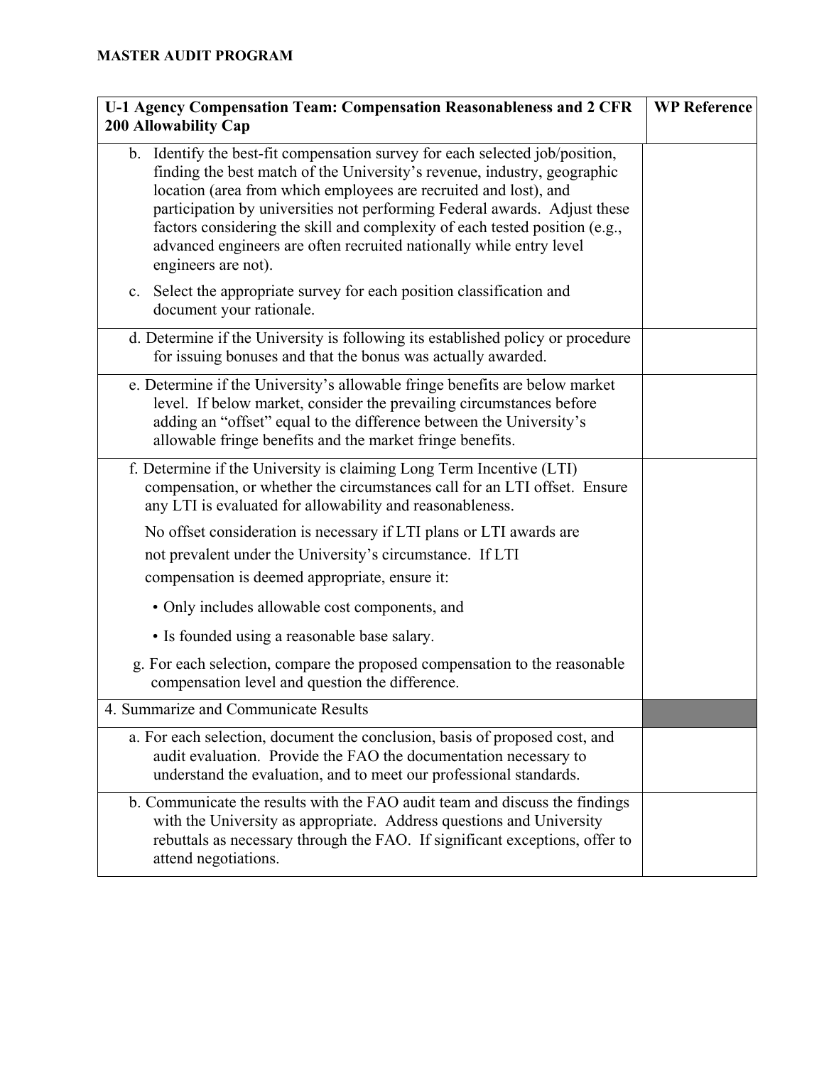**MASTER AUDIT PROGRAM**

| U-1 Agency Compensation Team: Compensation Reasonableness and 2 CFR 200 Allowability Cap | WP Reference |
|---|---|
| b. Identify the best-fit compensation survey for each selected job/position, finding the best match of the University's revenue, industry, geographic location (area from which employees are recruited and lost), and participation by universities not performing Federal awards. Adjust these factors considering the skill and complexity of each tested position (e.g., advanced engineers are often recruited nationally while entry level engineers are not).<br><br>c. Select the appropriate survey for each position classification and document your rationale. | |
| d. Determine if the University is following its established policy or procedure for issuing bonuses and that the bonus was actually awarded. | |
| e. Determine if the University's allowable fringe benefits are below market level. If below market, consider the prevailing circumstances before adding an "offset" equal to the difference between the University's allowable fringe benefits and the market fringe benefits. | |
| f. Determine if the University is claiming Long Term Incentive (LTI) compensation, or whether the circumstances call for an LTI offset. Ensure any LTI is evaluated for allowability and reasonableness.<br><br>No offset consideration is necessary if LTI plans or LTI awards are not prevalent under the University's circumstance. If LTI compensation is deemed appropriate, ensure it:<br><br>• Only includes allowable cost components, and<br><br>• Is founded using a reasonable base salary.<br><br>g. For each selection, compare the proposed compensation to the reasonable compensation level and question the difference. | |
| 4. Summarize and Communicate Results | |
| a. For each selection, document the conclusion, basis of proposed cost, and audit evaluation. Provide the FAO the documentation necessary to understand the evaluation, and to meet our professional standards. | |
| b. Communicate the results with the FAO audit team and discuss the findings with the University as appropriate. Address questions and University rebuttals as necessary through the FAO. If significant exceptions, offer to attend negotiations. | |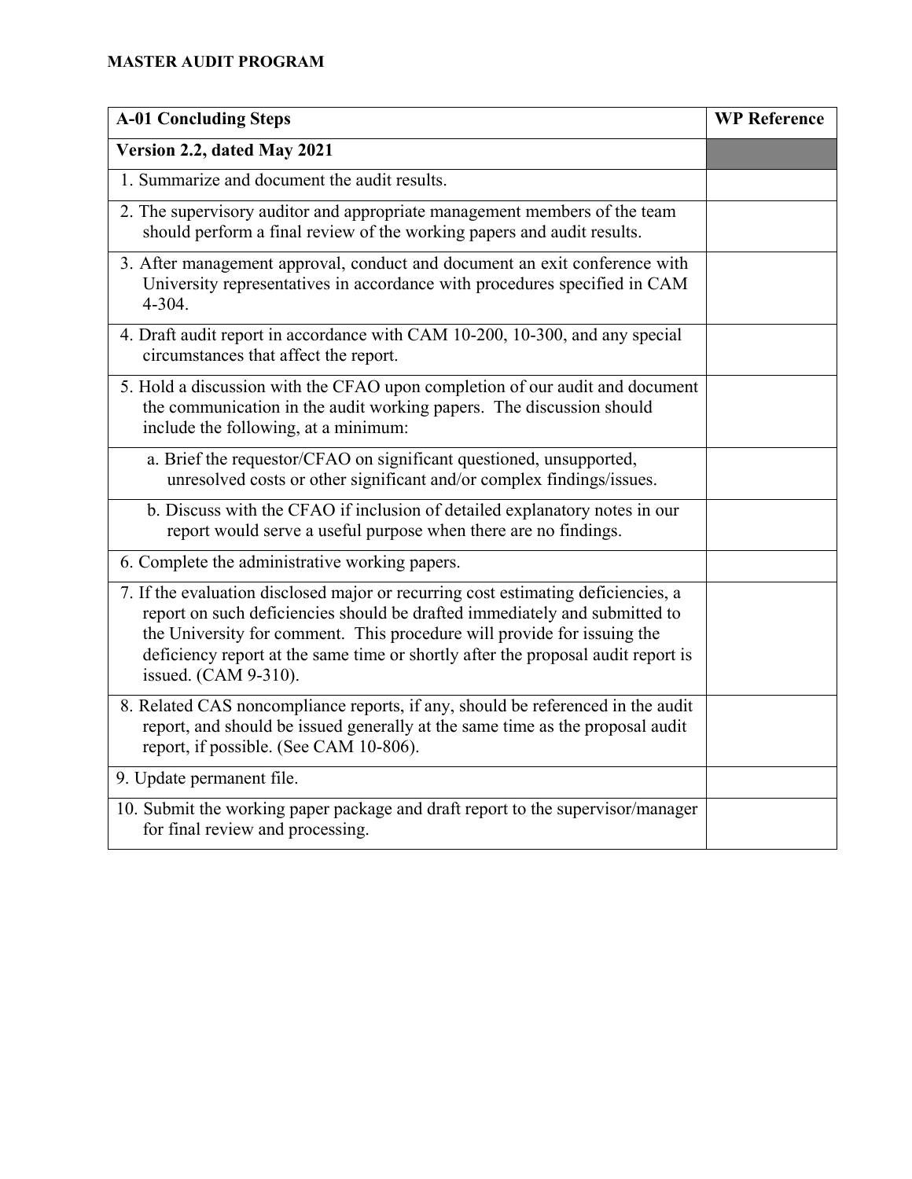**MASTER AUDIT PROGRAM**

| A-01 Concluding Steps | WP Reference |
|---|---|
| **Version 2.2, dated May 2021** | |
| 1. Summarize and document the audit results. | |
| 2. The supervisory auditor and appropriate management members of the team should perform a final review of the working papers and audit results. | |
| 3. After management approval, conduct and document an exit conference with University representatives in accordance with procedures specified in CAM 4-304. | |
| 4. Draft audit report in accordance with CAM 10-200, 10-300, and any special circumstances that affect the report. | |
| 5. Hold a discussion with the CFAO upon completion of our audit and document the communication in the audit working papers. The discussion should include the following, at a minimum: | |
| a. Brief the requestor/CFAO on significant questioned, unsupported, unresolved costs or other significant and/or complex findings/issues. | |
| b. Discuss with the CFAO if inclusion of detailed explanatory notes in our report would serve a useful purpose when there are no findings. | |
| 6. Complete the administrative working papers. | |
| 7. If the evaluation disclosed major or recurring cost estimating deficiencies, a report on such deficiencies should be drafted immediately and submitted to the University for comment. This procedure will provide for issuing the deficiency report at the same time or shortly after the proposal audit report is issued. (CAM 9-310). | |
| 8. Related CAS noncompliance reports, if any, should be referenced in the audit report, and should be issued generally at the same time as the proposal audit report, if possible. (See CAM 10-806). | |
| 9. Update permanent file. | |
| 10. Submit the working paper package and draft report to the supervisor/manager for final review and processing. | |